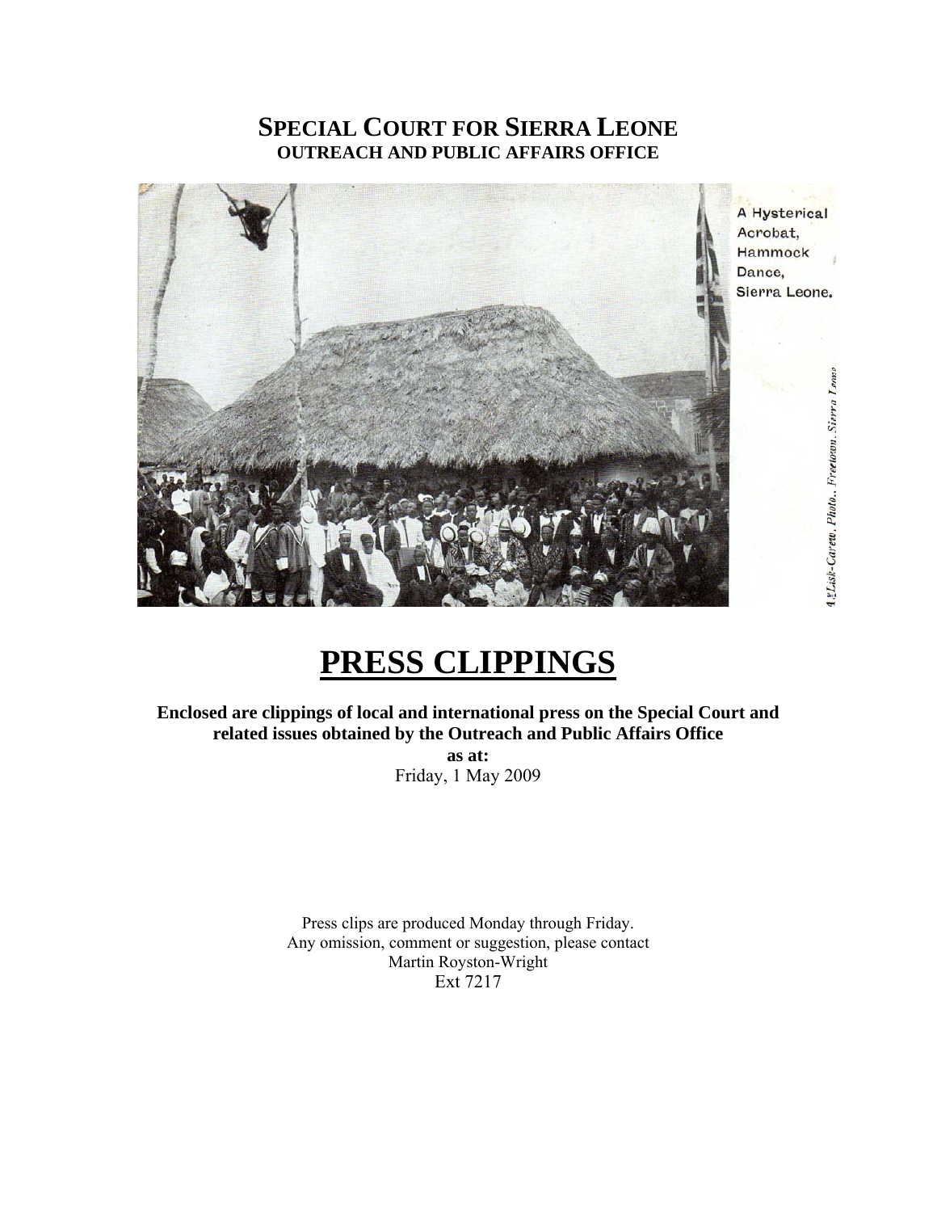# SPECIAL COURT FOR SIERRA LEONE
## OUTREACH AND PUBLIC AFFAIRS OFFICE

A Hysterical Acrobat, Hammock Dance, Sierra Leone.

A. Lisk-Carew, Photo., Freetown, Sierra Leone

# PRESS CLIPPINGS

**Enclosed are clippings of local and international press on the Special Court and related issues obtained by the Outreach and Public Affairs Office**

**as at:**

Friday, 1 May 2009

Press clips are produced Monday through Friday.
Any omission, comment or suggestion, please contact
Martin Royston-Wright
Ext 7217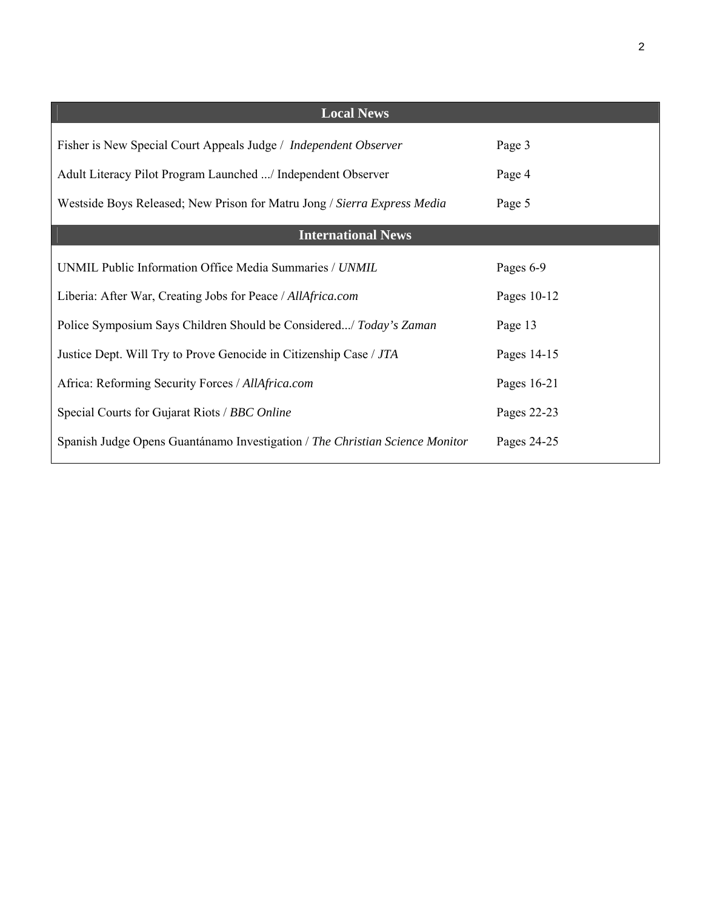## Local News

| | |
|---|---|
| Fisher is New Special Court Appeals Judge / *Independent Observer* | Page 3 |
| Adult Literacy Pilot Program Launched .../ Independent Observer | Page 4 |
| Westside Boys Released; New Prison for Matru Jong / *Sierra Express Media* | Page 5 |

## International News

| | |
|---|---|
| UNMIL Public Information Office Media Summaries / *UNMIL* | Pages 6-9 |
| Liberia: After War, Creating Jobs for Peace / *AllAfrica.com* | Pages 10-12 |
| Police Symposium Says Children Should be Considered.../ *Today's Zaman* | Page 13 |
| Justice Dept. Will Try to Prove Genocide in Citizenship Case / *JTA* | Pages 14-15 |
| Africa: Reforming Security Forces / *AllAfrica.com* | Pages 16-21 |
| Special Courts for Gujarat Riots / *BBC Online* | Pages 22-23 |
| Spanish Judge Opens Guantánamo Investigation / *The Christian Science Monitor* | Pages 24-25 |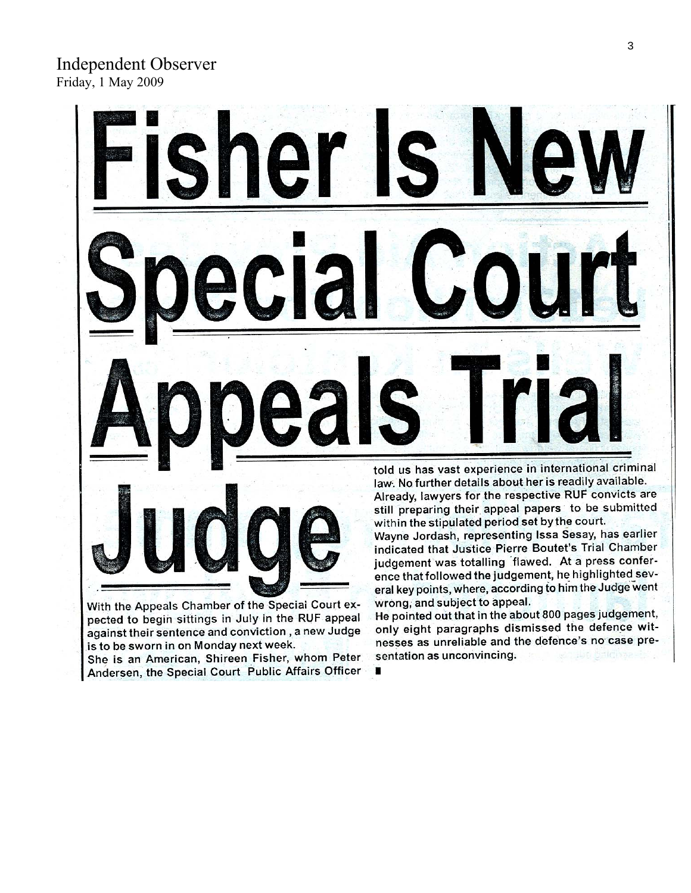Independent Observer
Friday, 1 May 2009

# Fisher Is New Special Court Appeals Trial Judge

With the Appeals Chamber of the Special Court expected to begin sittings in July in the RUF appeal against their sentence and conviction , a new Judge is to be sworn in on Monday next week.

She is an American, Shireen Fisher, whom Peter Andersen, the Special Court Public Affairs Officer told us has vast experience in international criminal law. No further details about her is readily available.

Already, lawyers for the respective RUF convicts are still preparing their appeal papers to be submitted within the stipulated period set by the court.

Wayne Jordash, representing Issa Sesay, has earlier indicated that Justice Pierre Boutet's Trial Chamber judgement was totalling flawed. At a press conference that followed the judgement, he highlighted several key points, where, according to him the Judge went wrong, and subject to appeal.

He pointed out that in the about 800 pages judgement, only eight paragraphs dismissed the defence witnesses as unreliable and the defence's no case presentation as unconvincing.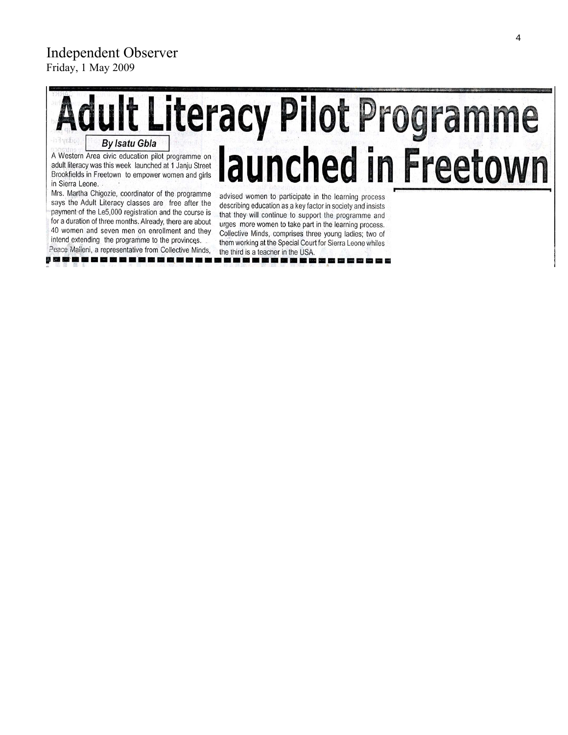Independent Observer
Friday, 1 May 2009

# Adult Literacy Pilot Programme launched in Freetown

**By Isatu Gbla**

A Western Area civic education pilot programme on adult literacy was this week launched at 1 Janju Street Brookfields in Freetown to empower women and girls in Sierra Leone.

Mrs. Martha Chigozie, coordinator of the programme says the Adult Literacy classes are free after the payment of the Le5,000 registration and the course is for a duration of three months. Already, there are about 40 women and seven men on enrollment and they intend extending the programme to the provinces.

Peace Malleni, a representative from Collective Minds, advised women to participate in the learning process describing education as a key factor in society and insists that they will continue to support the programme and urges more women to take part in the learning process. Collective Minds, comprises three young ladies; two of them working at the Special Court for Sierra Leone whiles the third is a teacher in the USA.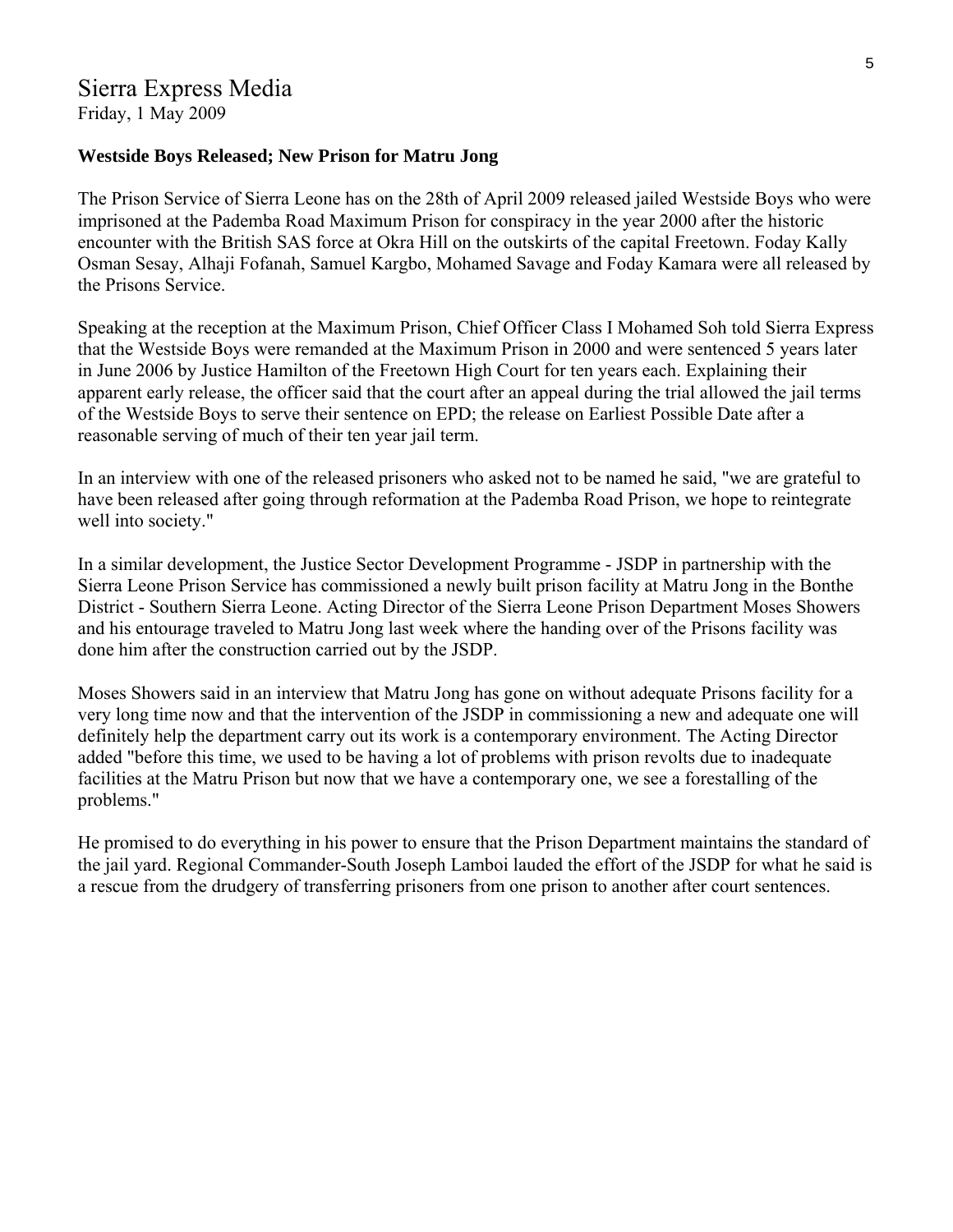## Sierra Express Media

Friday, 1 May 2009

**Westside Boys Released; New Prison for Matru Jong**

The Prison Service of Sierra Leone has on the 28th of April 2009 released jailed Westside Boys who were imprisoned at the Pademba Road Maximum Prison for conspiracy in the year 2000 after the historic encounter with the British SAS force at Okra Hill on the outskirts of the capital Freetown. Foday Kally Osman Sesay, Alhaji Fofanah, Samuel Kargbo, Mohamed Savage and Foday Kamara were all released by the Prisons Service.

Speaking at the reception at the Maximum Prison, Chief Officer Class I Mohamed Soh told Sierra Express that the Westside Boys were remanded at the Maximum Prison in 2000 and were sentenced 5 years later in June 2006 by Justice Hamilton of the Freetown High Court for ten years each. Explaining their apparent early release, the officer said that the court after an appeal during the trial allowed the jail terms of the Westside Boys to serve their sentence on EPD; the release on Earliest Possible Date after a reasonable serving of much of their ten year jail term.

In an interview with one of the released prisoners who asked not to be named he said, "we are grateful to have been released after going through reformation at the Pademba Road Prison, we hope to reintegrate well into society."

In a similar development, the Justice Sector Development Programme - JSDP in partnership with the Sierra Leone Prison Service has commissioned a newly built prison facility at Matru Jong in the Bonthe District - Southern Sierra Leone. Acting Director of the Sierra Leone Prison Department Moses Showers and his entourage traveled to Matru Jong last week where the handing over of the Prisons facility was done him after the construction carried out by the JSDP.

Moses Showers said in an interview that Matru Jong has gone on without adequate Prisons facility for a very long time now and that the intervention of the JSDP in commissioning a new and adequate one will definitely help the department carry out its work is a contemporary environment. The Acting Director added "before this time, we used to be having a lot of problems with prison revolts due to inadequate facilities at the Matru Prison but now that we have a contemporary one, we see a forestalling of the problems."

He promised to do everything in his power to ensure that the Prison Department maintains the standard of the jail yard. Regional Commander-South Joseph Lamboi lauded the effort of the JSDP for what he said is a rescue from the drudgery of transferring prisoners from one prison to another after court sentences.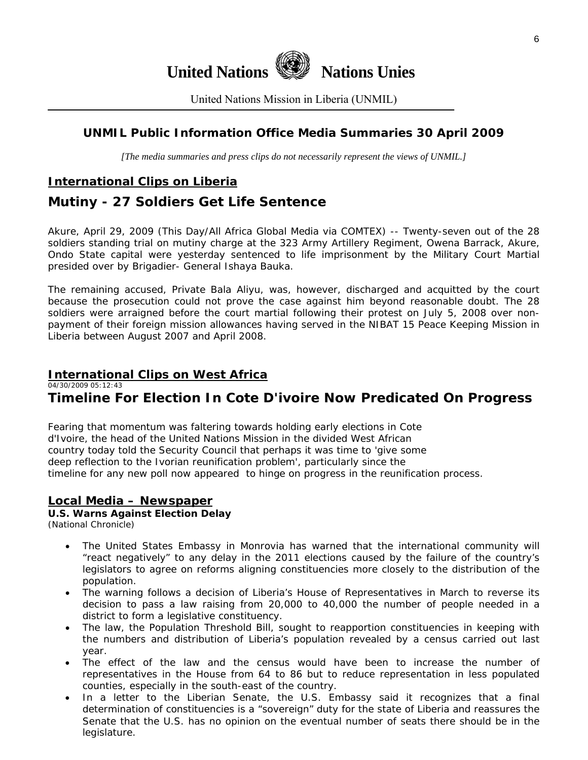**United Nations Nations Unies**

United Nations Mission in Liberia (UNMIL)

## UNMIL Public Information Office Media Summaries 30 April 2009

*[The media summaries and press clips do not necessarily represent the views of UNMIL.]*

### International Clips on Liberia

## Mutiny - 27 Soldiers Get Life Sentence

Akure, April 29, 2009 (This Day/All Africa Global Media via COMTEX) -- Twenty-seven out of the 28 soldiers standing trial on mutiny charge at the 323 Army Artillery Regiment, Owena Barrack, Akure, Ondo State capital were yesterday sentenced to life imprisonment by the Military Court Martial presided over by Brigadier- General Ishaya Bauka.

The remaining accused, Private Bala Aliyu, was, however, discharged and acquitted by the court because the prosecution could not prove the case against him beyond reasonable doubt. The 28 soldiers were arraigned before the court martial following their protest on July 5, 2008 over non-payment of their foreign mission allowances having served in the NIBAT 15 Peace Keeping Mission in Liberia between August 2007 and April 2008.

### International Clips on West Africa

04/30/2009 05:12:43

## Timeline For Election In Cote D'ivoire Now Predicated On Progress

Fearing that momentum was faltering towards holding early elections in Cote d'Ivoire, the head of the United Nations Mission in the divided West African country today told the Security Council that perhaps it was time to 'give some deep reflection to the Ivorian reunification problem', particularly since the timeline for any new poll now appeared to hinge on progress in the reunification process.

### Local Media – Newspaper

**U.S. Warns Against Election Delay**
(National Chronicle)

- The United States Embassy in Monrovia has warned that the international community will "react negatively" to any delay in the 2011 elections caused by the failure of the country's legislators to agree on reforms aligning constituencies more closely to the distribution of the population.
- The warning follows a decision of Liberia's House of Representatives in March to reverse its decision to pass a law raising from 20,000 to 40,000 the number of people needed in a district to form a legislative constituency.
- The law, the Population Threshold Bill, sought to reapportion constituencies in keeping with the numbers and distribution of Liberia's population revealed by a census carried out last year.
- The effect of the law and the census would have been to increase the number of representatives in the House from 64 to 86 but to reduce representation in less populated counties, especially in the south-east of the country.
- In a letter to the Liberian Senate, the U.S. Embassy said it recognizes that a final determination of constituencies is a "sovereign" duty for the state of Liberia and reassures the Senate that the U.S. has no opinion on the eventual number of seats there should be in the legislature.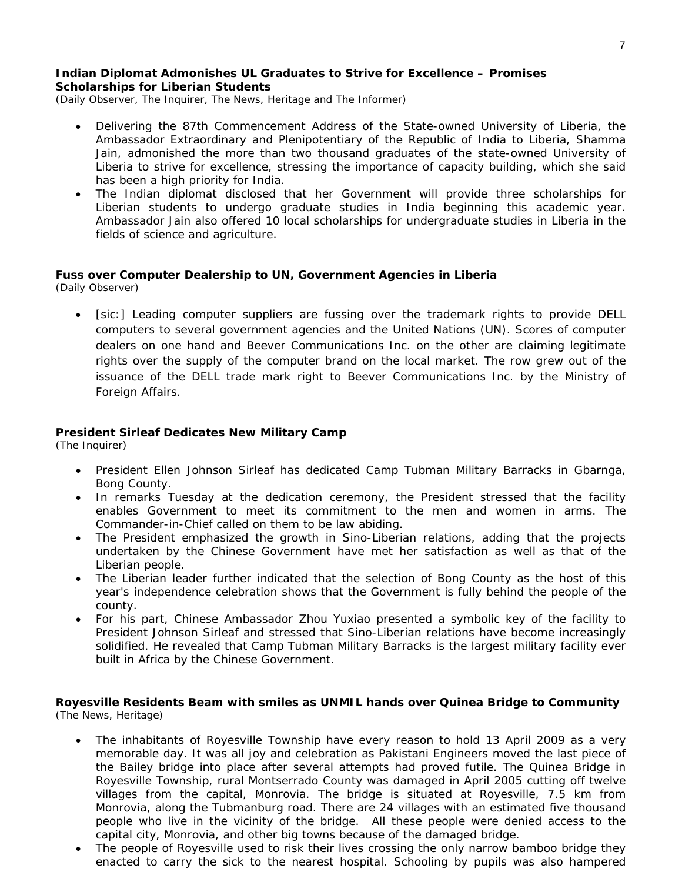**Indian Diplomat Admonishes UL Graduates to Strive for Excellence – Promises Scholarships for Liberian Students**
*(Daily Observer, The Inquirer, The News, Heritage and The Informer)*

- Delivering the 87th Commencement Address of the State-owned University of Liberia, the Ambassador Extraordinary and Plenipotentiary of the Republic of India to Liberia, Shamma Jain, admonished the more than two thousand graduates of the state-owned University of Liberia to strive for excellence, stressing the importance of capacity building, which she said has been a high priority for India.
- The Indian diplomat disclosed that her Government will provide three scholarships for Liberian students to undergo graduate studies in India beginning this academic year. Ambassador Jain also offered 10 local scholarships for undergraduate studies in Liberia in the fields of science and agriculture.

**Fuss over Computer Dealership to UN, Government Agencies in Liberia**
*(Daily Observer)*

- [sic:] Leading computer suppliers are fussing over the trademark rights to provide DELL computers to several government agencies and the United Nations (UN). Scores of computer dealers on one hand and Beever Communications Inc. on the other are claiming legitimate rights over the supply of the computer brand on the local market. The row grew out of the issuance of the DELL trade mark right to Beever Communications Inc. by the Ministry of Foreign Affairs.

**President Sirleaf Dedicates New Military Camp**
*(The Inquirer)*

- President Ellen Johnson Sirleaf has dedicated Camp Tubman Military Barracks in Gbarnga, Bong County.
- In remarks Tuesday at the dedication ceremony, the President stressed that the facility enables Government to meet its commitment to the men and women in arms. The Commander-in-Chief called on them to be law abiding.
- The President emphasized the growth in Sino-Liberian relations, adding that the projects undertaken by the Chinese Government have met her satisfaction as well as that of the Liberian people.
- The Liberian leader further indicated that the selection of Bong County as the host of this year's independence celebration shows that the Government is fully behind the people of the county.
- For his part, Chinese Ambassador Zhou Yuxiao presented a symbolic key of the facility to President Johnson Sirleaf and stressed that Sino-Liberian relations have become increasingly solidified. He revealed that Camp Tubman Military Barracks is the largest military facility ever built in Africa by the Chinese Government.

**Royesville Residents Beam with smiles as UNMIL hands over Quinea Bridge to Community**
*(The News, Heritage)*

- The inhabitants of Royesville Township have every reason to hold 13 April 2009 as a very memorable day. It was all joy and celebration as Pakistani Engineers moved the last piece of the Bailey bridge into place after several attempts had proved futile. The Quinea Bridge in Royesville Township, rural Montserrado County was damaged in April 2005 cutting off twelve villages from the capital, Monrovia. The bridge is situated at Royesville, 7.5 km from Monrovia, along the Tubmanburg road. There are 24 villages with an estimated five thousand people who live in the vicinity of the bridge. All these people were denied access to the capital city, Monrovia, and other big towns because of the damaged bridge.
- The people of Royesville used to risk their lives crossing the only narrow bamboo bridge they enacted to carry the sick to the nearest hospital. Schooling by pupils was also hampered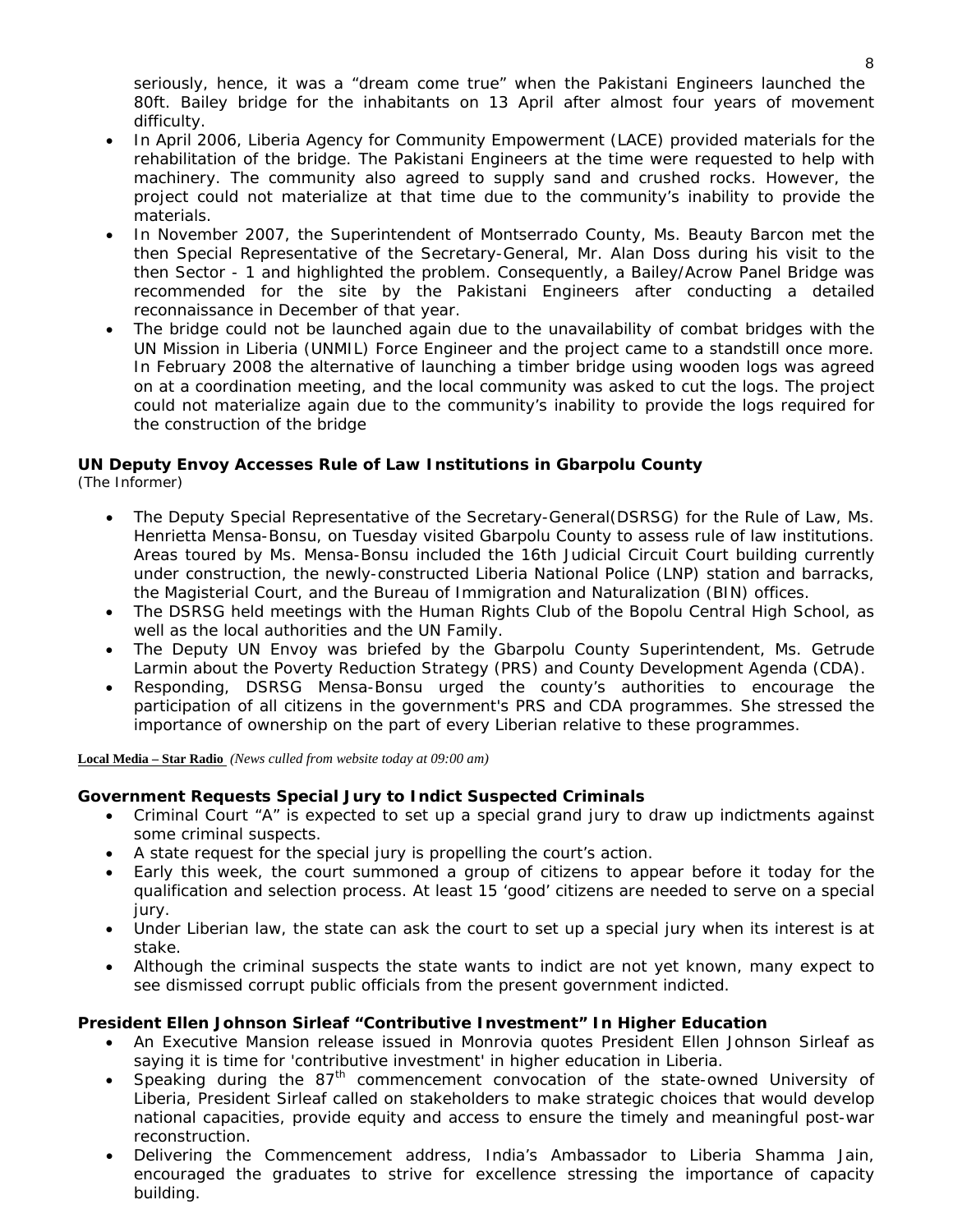seriously, hence, it was a "dream come true" when the Pakistani Engineers launched the 80ft. Bailey bridge for the inhabitants on 13 April after almost four years of movement difficulty.

- In April 2006, Liberia Agency for Community Empowerment (LACE) provided materials for the rehabilitation of the bridge. The Pakistani Engineers at the time were requested to help with machinery. The community also agreed to supply sand and crushed rocks. However, the project could not materialize at that time due to the community's inability to provide the materials.
- In November 2007, the Superintendent of Montserrado County, Ms. Beauty Barcon met the then Special Representative of the Secretary-General, Mr. Alan Doss during his visit to the then Sector - 1 and highlighted the problem. Consequently, a Bailey/Acrow Panel Bridge was recommended for the site by the Pakistani Engineers after conducting a detailed reconnaissance in December of that year.
- The bridge could not be launched again due to the unavailability of combat bridges with the UN Mission in Liberia (UNMIL) Force Engineer and the project came to a standstill once more. In February 2008 the alternative of launching a timber bridge using wooden logs was agreed on at a coordination meeting, and the local community was asked to cut the logs. The project could not materialize again due to the community's inability to provide the logs required for the construction of the bridge

**UN Deputy Envoy Accesses Rule of Law Institutions in Gbarpolu County**
(The Informer)

- The Deputy Special Representative of the Secretary-General(DSRSG) for the Rule of Law, Ms. Henrietta Mensa-Bonsu, on Tuesday visited Gbarpolu County to assess rule of law institutions. Areas toured by Ms. Mensa-Bonsu included the 16th Judicial Circuit Court building currently under construction, the newly-constructed Liberia National Police (LNP) station and barracks, the Magisterial Court, and the Bureau of Immigration and Naturalization (BIN) offices.
- The DSRSG held meetings with the Human Rights Club of the Bopolu Central High School, as well as the local authorities and the UN Family.
- The Deputy UN Envoy was briefed by the Gbarpolu County Superintendent, Ms. Getrude Larmin about the Poverty Reduction Strategy (PRS) and County Development Agenda (CDA).
- Responding, DSRSG Mensa-Bonsu urged the county's authorities to encourage the participation of all citizens in the government's PRS and CDA programmes. She stressed the importance of ownership on the part of every Liberian relative to these programmes.

**Local Media – Star Radio** *(News culled from website today at 09:00 am)*

**Government Requests Special Jury to Indict Suspected Criminals**

- Criminal Court "A" is expected to set up a special grand jury to draw up indictments against some criminal suspects.
- A state request for the special jury is propelling the court's action.
- Early this week, the court summoned a group of citizens to appear before it today for the qualification and selection process. At least 15 'good' citizens are needed to serve on a special jury.
- Under Liberian law, the state can ask the court to set up a special jury when its interest is at stake.
- Although the criminal suspects the state wants to indict are not yet known, many expect to see dismissed corrupt public officials from the present government indicted.

**President Ellen Johnson Sirleaf "Contributive Investment" In Higher Education**

- An Executive Mansion release issued in Monrovia quotes President Ellen Johnson Sirleaf as saying it is time for 'contributive investment' in higher education in Liberia.
- Speaking during the 87th commencement convocation of the state-owned University of Liberia, President Sirleaf called on stakeholders to make strategic choices that would develop national capacities, provide equity and access to ensure the timely and meaningful post-war reconstruction.
- Delivering the Commencement address, India's Ambassador to Liberia Shamma Jain, encouraged the graduates to strive for excellence stressing the importance of capacity building.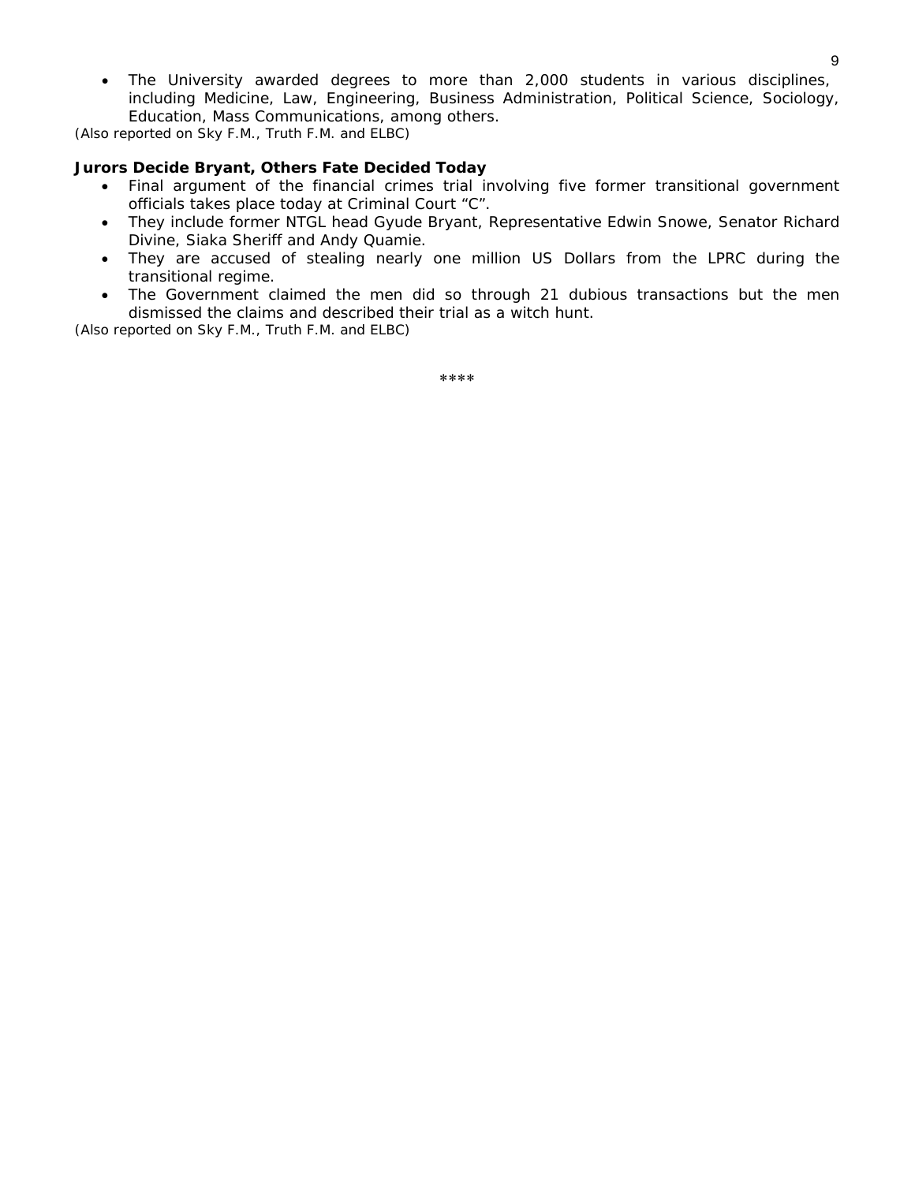- The University awarded degrees to more than 2,000 students in various disciplines, including Medicine, Law, Engineering, Business Administration, Political Science, Sociology, Education, Mass Communications, among others.

*(Also reported on Sky F.M., Truth F.M. and ELBC)*

**Jurors Decide Bryant, Others Fate Decided Today**

- Final argument of the financial crimes trial involving five former transitional government officials takes place today at Criminal Court "C".
- They include former NTGL head Gyude Bryant, Representative Edwin Snowe, Senator Richard Divine, Siaka Sheriff and Andy Quamie.
- They are accused of stealing nearly one million US Dollars from the LPRC during the transitional regime.
- The Government claimed the men did so through 21 dubious transactions but the men dismissed the claims and described their trial as a witch hunt.

*(Also reported on Sky F.M., Truth F.M. and ELBC)*

****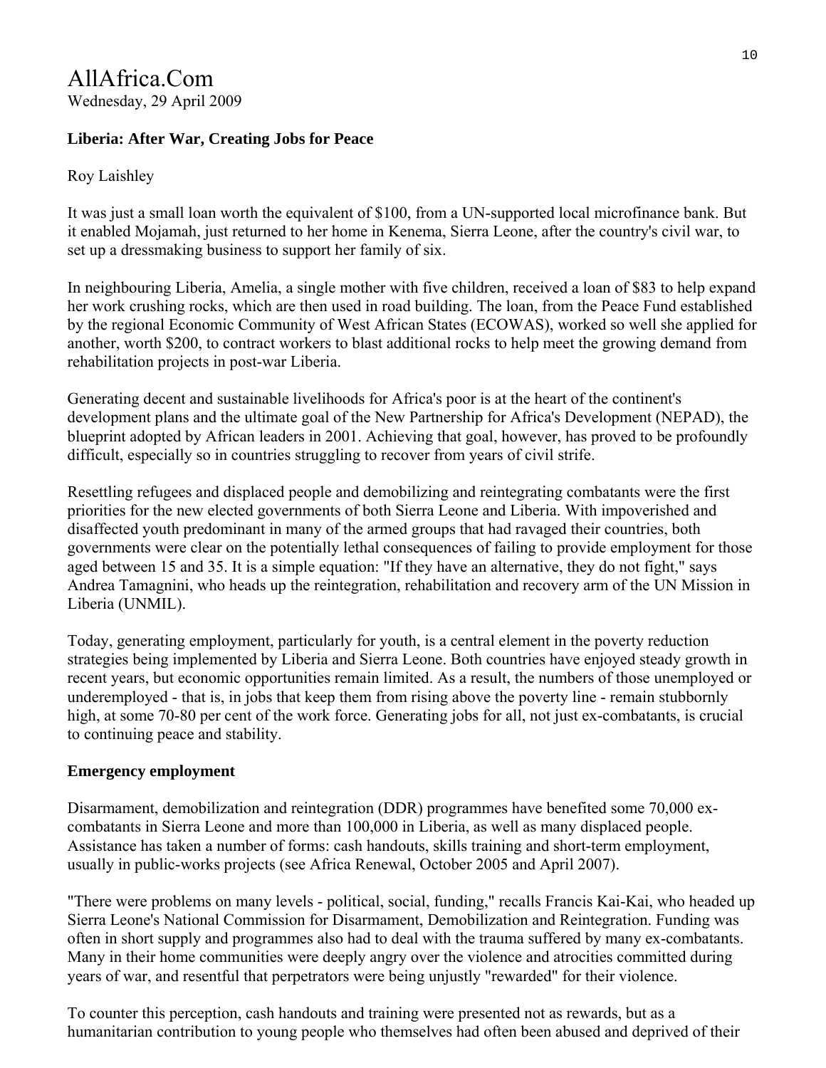AllAfrica.Com
Wednesday, 29 April 2009

**Liberia: After War, Creating Jobs for Peace**

Roy Laishley

It was just a small loan worth the equivalent of $100, from a UN-supported local microfinance bank. But it enabled Mojamah, just returned to her home in Kenema, Sierra Leone, after the country's civil war, to set up a dressmaking business to support her family of six.

In neighbouring Liberia, Amelia, a single mother with five children, received a loan of $83 to help expand her work crushing rocks, which are then used in road building. The loan, from the Peace Fund established by the regional Economic Community of West African States (ECOWAS), worked so well she applied for another, worth $200, to contract workers to blast additional rocks to help meet the growing demand from rehabilitation projects in post-war Liberia.

Generating decent and sustainable livelihoods for Africa's poor is at the heart of the continent's development plans and the ultimate goal of the New Partnership for Africa's Development (NEPAD), the blueprint adopted by African leaders in 2001. Achieving that goal, however, has proved to be profoundly difficult, especially so in countries struggling to recover from years of civil strife.

Resettling refugees and displaced people and demobilizing and reintegrating combatants were the first priorities for the new elected governments of both Sierra Leone and Liberia. With impoverished and disaffected youth predominant in many of the armed groups that had ravaged their countries, both governments were clear on the potentially lethal consequences of failing to provide employment for those aged between 15 and 35. It is a simple equation: "If they have an alternative, they do not fight," says Andrea Tamagnini, who heads up the reintegration, rehabilitation and recovery arm of the UN Mission in Liberia (UNMIL).

Today, generating employment, particularly for youth, is a central element in the poverty reduction strategies being implemented by Liberia and Sierra Leone. Both countries have enjoyed steady growth in recent years, but economic opportunities remain limited. As a result, the numbers of those unemployed or underemployed - that is, in jobs that keep them from rising above the poverty line - remain stubbornly high, at some 70-80 per cent of the work force. Generating jobs for all, not just ex-combatants, is crucial to continuing peace and stability.

**Emergency employment**

Disarmament, demobilization and reintegration (DDR) programmes have benefited some 70,000 ex-combatants in Sierra Leone and more than 100,000 in Liberia, as well as many displaced people. Assistance has taken a number of forms: cash handouts, skills training and short-term employment, usually in public-works projects (see Africa Renewal, October 2005 and April 2007).

"There were problems on many levels - political, social, funding," recalls Francis Kai-Kai, who headed up Sierra Leone's National Commission for Disarmament, Demobilization and Reintegration. Funding was often in short supply and programmes also had to deal with the trauma suffered by many ex-combatants. Many in their home communities were deeply angry over the violence and atrocities committed during years of war, and resentful that perpetrators were being unjustly "rewarded" for their violence.

To counter this perception, cash handouts and training were presented not as rewards, but as a humanitarian contribution to young people who themselves had often been abused and deprived of their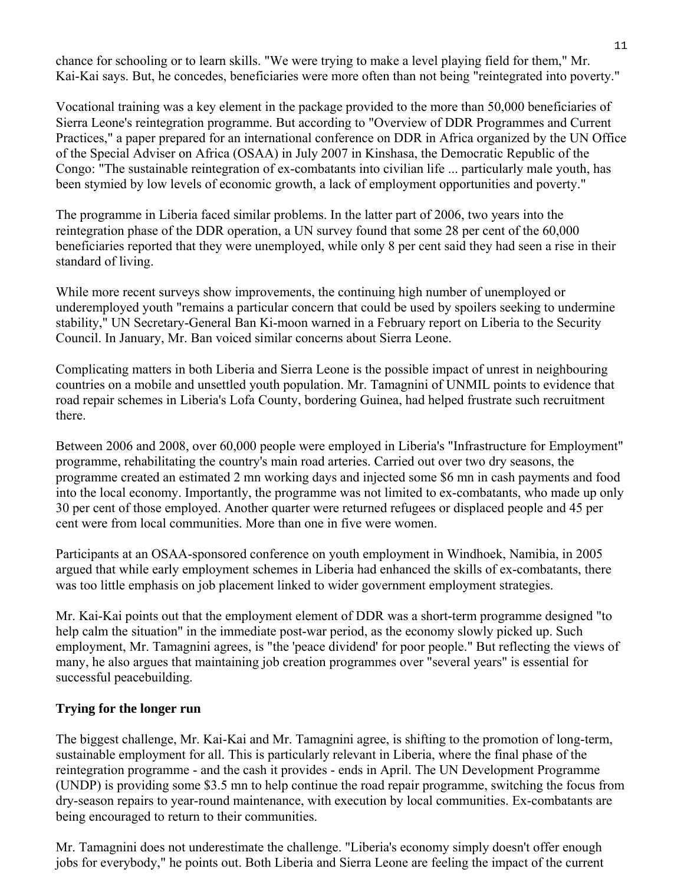chance for schooling or to learn skills. "We were trying to make a level playing field for them," Mr. Kai-Kai says. But, he concedes, beneficiaries were more often than not being "reintegrated into poverty."

Vocational training was a key element in the package provided to the more than 50,000 beneficiaries of Sierra Leone's reintegration programme. But according to "Overview of DDR Programmes and Current Practices," a paper prepared for an international conference on DDR in Africa organized by the UN Office of the Special Adviser on Africa (OSAA) in July 2007 in Kinshasa, the Democratic Republic of the Congo: "The sustainable reintegration of ex-combatants into civilian life ... particularly male youth, has been stymied by low levels of economic growth, a lack of employment opportunities and poverty."

The programme in Liberia faced similar problems. In the latter part of 2006, two years into the reintegration phase of the DDR operation, a UN survey found that some 28 per cent of the 60,000 beneficiaries reported that they were unemployed, while only 8 per cent said they had seen a rise in their standard of living.

While more recent surveys show improvements, the continuing high number of unemployed or underemployed youth "remains a particular concern that could be used by spoilers seeking to undermine stability," UN Secretary-General Ban Ki-moon warned in a February report on Liberia to the Security Council. In January, Mr. Ban voiced similar concerns about Sierra Leone.

Complicating matters in both Liberia and Sierra Leone is the possible impact of unrest in neighbouring countries on a mobile and unsettled youth population. Mr. Tamagnini of UNMIL points to evidence that road repair schemes in Liberia's Lofa County, bordering Guinea, had helped frustrate such recruitment there.

Between 2006 and 2008, over 60,000 people were employed in Liberia's "Infrastructure for Employment" programme, rehabilitating the country's main road arteries. Carried out over two dry seasons, the programme created an estimated 2 mn working days and injected some $6 mn in cash payments and food into the local economy. Importantly, the programme was not limited to ex-combatants, who made up only 30 per cent of those employed. Another quarter were returned refugees or displaced people and 45 per cent were from local communities. More than one in five were women.

Participants at an OSAA-sponsored conference on youth employment in Windhoek, Namibia, in 2005 argued that while early employment schemes in Liberia had enhanced the skills of ex-combatants, there was too little emphasis on job placement linked to wider government employment strategies.

Mr. Kai-Kai points out that the employment element of DDR was a short-term programme designed "to help calm the situation" in the immediate post-war period, as the economy slowly picked up. Such employment, Mr. Tamagnini agrees, is "the 'peace dividend' for poor people." But reflecting the views of many, he also argues that maintaining job creation programmes over "several years" is essential for successful peacebuilding.

### Trying for the longer run

The biggest challenge, Mr. Kai-Kai and Mr. Tamagnini agree, is shifting to the promotion of long-term, sustainable employment for all. This is particularly relevant in Liberia, where the final phase of the reintegration programme - and the cash it provides - ends in April. The UN Development Programme (UNDP) is providing some $3.5 mn to help continue the road repair programme, switching the focus from dry-season repairs to year-round maintenance, with execution by local communities. Ex-combatants are being encouraged to return to their communities.

Mr. Tamagnini does not underestimate the challenge. "Liberia's economy simply doesn't offer enough jobs for everybody," he points out. Both Liberia and Sierra Leone are feeling the impact of the current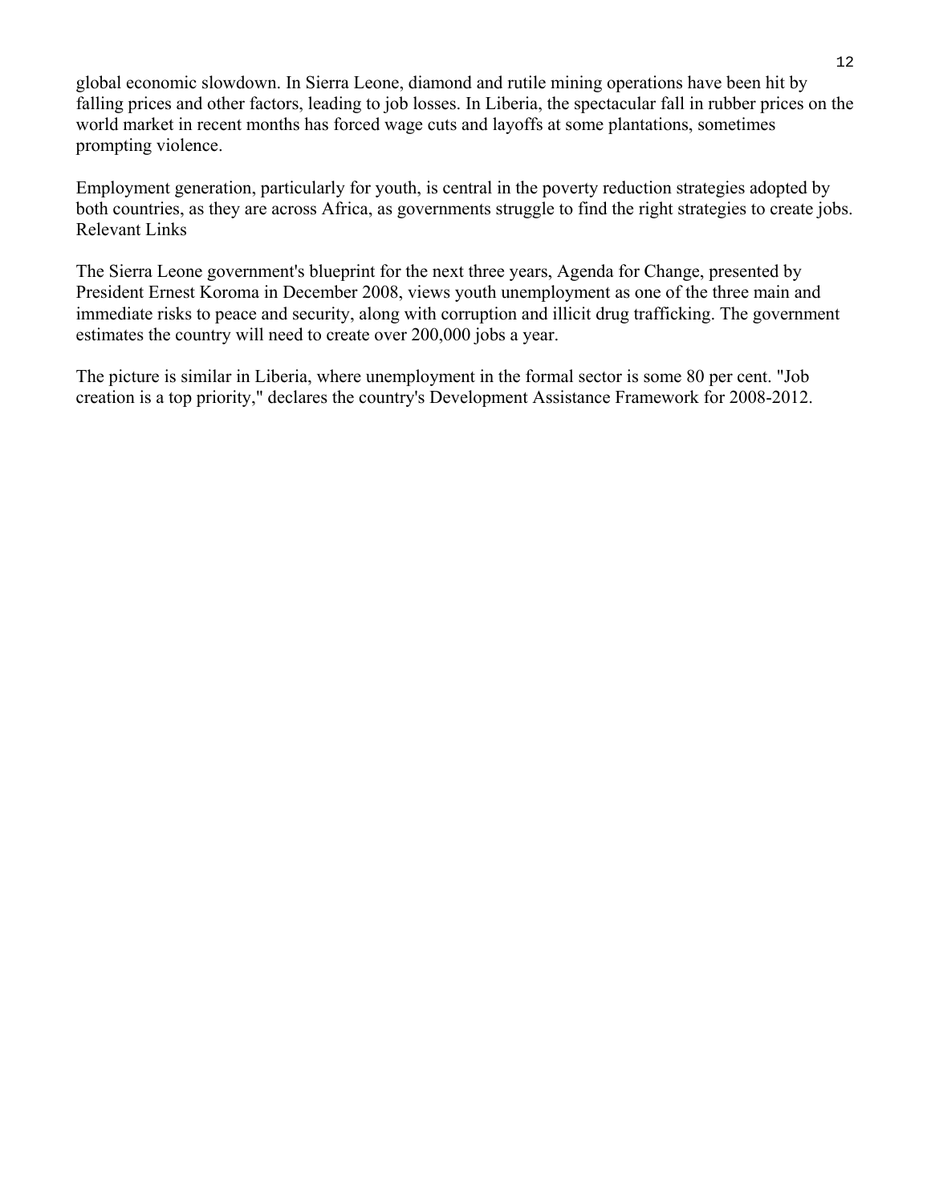global economic slowdown. In Sierra Leone, diamond and rutile mining operations have been hit by falling prices and other factors, leading to job losses. In Liberia, the spectacular fall in rubber prices on the world market in recent months has forced wage cuts and layoffs at some plantations, sometimes prompting violence.

Employment generation, particularly for youth, is central in the poverty reduction strategies adopted by both countries, as they are across Africa, as governments struggle to find the right strategies to create jobs. Relevant Links

The Sierra Leone government's blueprint for the next three years, Agenda for Change, presented by President Ernest Koroma in December 2008, views youth unemployment as one of the three main and immediate risks to peace and security, along with corruption and illicit drug trafficking. The government estimates the country will need to create over 200,000 jobs a year.

The picture is similar in Liberia, where unemployment in the formal sector is some 80 per cent. "Job creation is a top priority," declares the country's Development Assistance Framework for 2008-2012.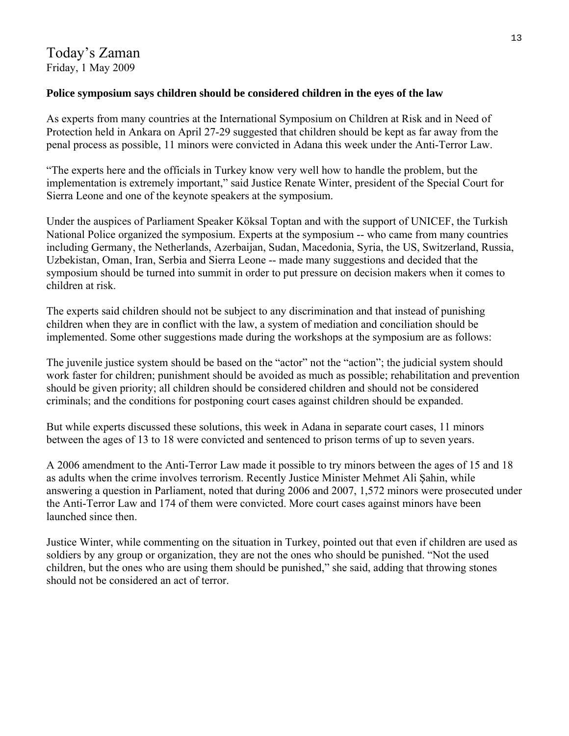Today’s Zaman
Friday, 1 May 2009

**Police symposium says children should be considered children in the eyes of the law**

As experts from many countries at the International Symposium on Children at Risk and in Need of Protection held in Ankara on April 27-29 suggested that children should be kept as far away from the penal process as possible, 11 minors were convicted in Adana this week under the Anti-Terror Law.

“The experts here and the officials in Turkey know very well how to handle the problem, but the implementation is extremely important,” said Justice Renate Winter, president of the Special Court for Sierra Leone and one of the keynote speakers at the symposium.

Under the auspices of Parliament Speaker Köksal Toptan and with the support of UNICEF, the Turkish National Police organized the symposium. Experts at the symposium -- who came from many countries including Germany, the Netherlands, Azerbaijan, Sudan, Macedonia, Syria, the US, Switzerland, Russia, Uzbekistan, Oman, Iran, Serbia and Sierra Leone -- made many suggestions and decided that the symposium should be turned into summit in order to put pressure on decision makers when it comes to children at risk.

The experts said children should not be subject to any discrimination and that instead of punishing children when they are in conflict with the law, a system of mediation and conciliation should be implemented. Some other suggestions made during the workshops at the symposium are as follows:

The juvenile justice system should be based on the “actor” not the “action”; the judicial system should work faster for children; punishment should be avoided as much as possible; rehabilitation and prevention should be given priority; all children should be considered children and should not be considered criminals; and the conditions for postponing court cases against children should be expanded.

But while experts discussed these solutions, this week in Adana in separate court cases, 11 minors between the ages of 13 to 18 were convicted and sentenced to prison terms of up to seven years.

A 2006 amendment to the Anti-Terror Law made it possible to try minors between the ages of 15 and 18 as adults when the crime involves terrorism. Recently Justice Minister Mehmet Ali Şahin, while answering a question in Parliament, noted that during 2006 and 2007, 1,572 minors were prosecuted under the Anti-Terror Law and 174 of them were convicted. More court cases against minors have been launched since then.

Justice Winter, while commenting on the situation in Turkey, pointed out that even if children are used as soldiers by any group or organization, they are not the ones who should be punished. “Not the used children, but the ones who are using them should be punished,” she said, adding that throwing stones should not be considered an act of terror.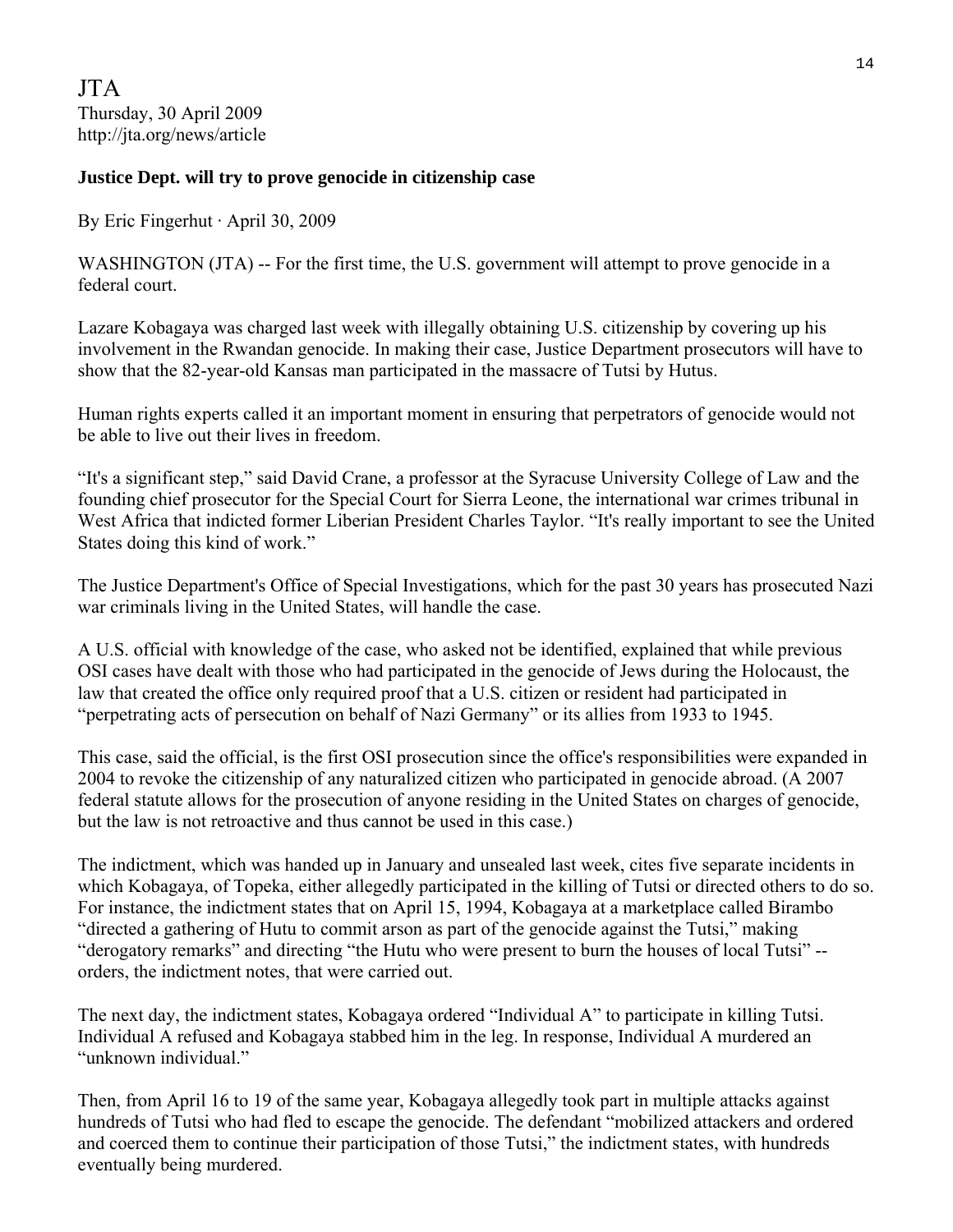JTA
Thursday, 30 April 2009
http://jta.org/news/article

**Justice Dept. will try to prove genocide in citizenship case**

By Eric Fingerhut · April 30, 2009

WASHINGTON (JTA) -- For the first time, the U.S. government will attempt to prove genocide in a federal court.

Lazare Kobagaya was charged last week with illegally obtaining U.S. citizenship by covering up his involvement in the Rwandan genocide. In making their case, Justice Department prosecutors will have to show that the 82-year-old Kansas man participated in the massacre of Tutsi by Hutus.

Human rights experts called it an important moment in ensuring that perpetrators of genocide would not be able to live out their lives in freedom.

"It's a significant step," said David Crane, a professor at the Syracuse University College of Law and the founding chief prosecutor for the Special Court for Sierra Leone, the international war crimes tribunal in West Africa that indicted former Liberian President Charles Taylor. "It's really important to see the United States doing this kind of work."

The Justice Department's Office of Special Investigations, which for the past 30 years has prosecuted Nazi war criminals living in the United States, will handle the case.

A U.S. official with knowledge of the case, who asked not be identified, explained that while previous OSI cases have dealt with those who had participated in the genocide of Jews during the Holocaust, the law that created the office only required proof that a U.S. citizen or resident had participated in "perpetrating acts of persecution on behalf of Nazi Germany" or its allies from 1933 to 1945.

This case, said the official, is the first OSI prosecution since the office's responsibilities were expanded in 2004 to revoke the citizenship of any naturalized citizen who participated in genocide abroad. (A 2007 federal statute allows for the prosecution of anyone residing in the United States on charges of genocide, but the law is not retroactive and thus cannot be used in this case.)

The indictment, which was handed up in January and unsealed last week, cites five separate incidents in which Kobagaya, of Topeka, either allegedly participated in the killing of Tutsi or directed others to do so. For instance, the indictment states that on April 15, 1994, Kobagaya at a marketplace called Birambo "directed a gathering of Hutu to commit arson as part of the genocide against the Tutsi," making "derogatory remarks" and directing "the Hutu who were present to burn the houses of local Tutsi" -- orders, the indictment notes, that were carried out.

The next day, the indictment states, Kobagaya ordered "Individual A" to participate in killing Tutsi. Individual A refused and Kobagaya stabbed him in the leg. In response, Individual A murdered an "unknown individual."

Then, from April 16 to 19 of the same year, Kobagaya allegedly took part in multiple attacks against hundreds of Tutsi who had fled to escape the genocide. The defendant "mobilized attackers and ordered and coerced them to continue their participation of those Tutsi," the indictment states, with hundreds eventually being murdered.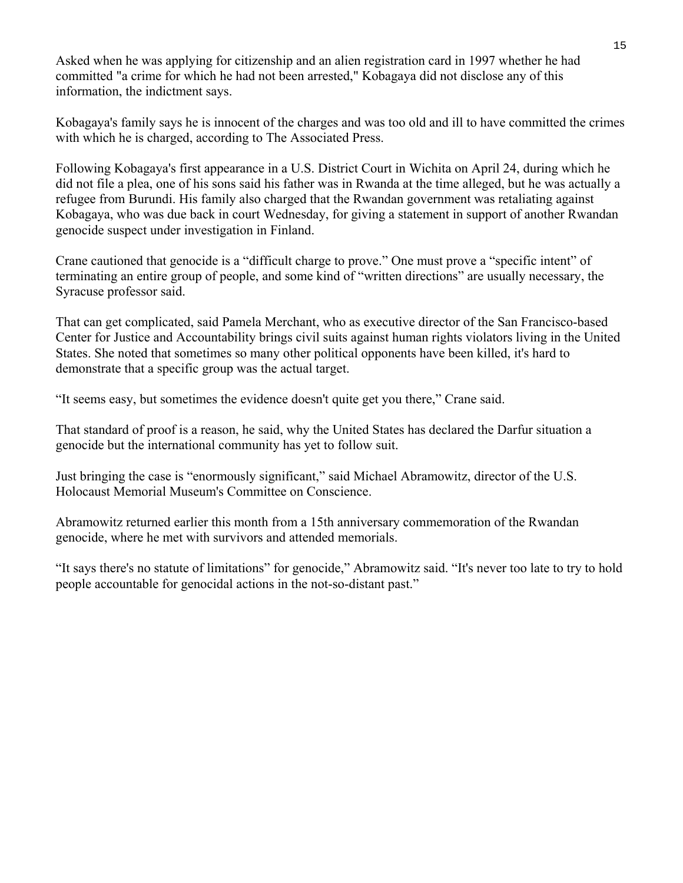Asked when he was applying for citizenship and an alien registration card in 1997 whether he had committed "a crime for which he had not been arrested," Kobagaya did not disclose any of this information, the indictment says.

Kobagaya's family says he is innocent of the charges and was too old and ill to have committed the crimes with which he is charged, according to The Associated Press.

Following Kobagaya's first appearance in a U.S. District Court in Wichita on April 24, during which he did not file a plea, one of his sons said his father was in Rwanda at the time alleged, but he was actually a refugee from Burundi. His family also charged that the Rwandan government was retaliating against Kobagaya, who was due back in court Wednesday, for giving a statement in support of another Rwandan genocide suspect under investigation in Finland.

Crane cautioned that genocide is a "difficult charge to prove." One must prove a "specific intent" of terminating an entire group of people, and some kind of "written directions" are usually necessary, the Syracuse professor said.

That can get complicated, said Pamela Merchant, who as executive director of the San Francisco-based Center for Justice and Accountability brings civil suits against human rights violators living in the United States. She noted that sometimes so many other political opponents have been killed, it's hard to demonstrate that a specific group was the actual target.

"It seems easy, but sometimes the evidence doesn't quite get you there," Crane said.

That standard of proof is a reason, he said, why the United States has declared the Darfur situation a genocide but the international community has yet to follow suit.

Just bringing the case is "enormously significant," said Michael Abramowitz, director of the U.S. Holocaust Memorial Museum's Committee on Conscience.

Abramowitz returned earlier this month from a 15th anniversary commemoration of the Rwandan genocide, where he met with survivors and attended memorials.

"It says there's no statute of limitations" for genocide," Abramowitz said. "It's never too late to try to hold people accountable for genocidal actions in the not-so-distant past."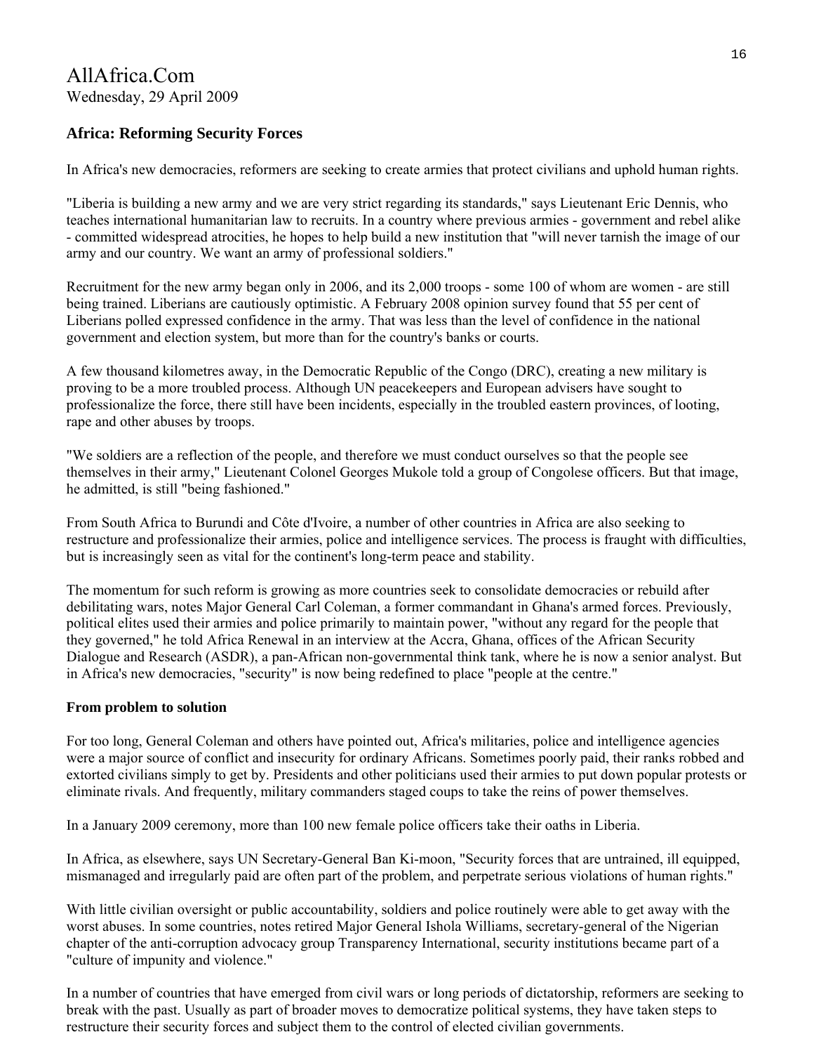AllAfrica.Com
Wednesday, 29 April 2009

### Africa: Reforming Security Forces

In Africa's new democracies, reformers are seeking to create armies that protect civilians and uphold human rights.

"Liberia is building a new army and we are very strict regarding its standards," says Lieutenant Eric Dennis, who teaches international humanitarian law to recruits. In a country where previous armies - government and rebel alike - committed widespread atrocities, he hopes to help build a new institution that "will never tarnish the image of our army and our country. We want an army of professional soldiers."

Recruitment for the new army began only in 2006, and its 2,000 troops - some 100 of whom are women - are still being trained. Liberians are cautiously optimistic. A February 2008 opinion survey found that 55 per cent of Liberians polled expressed confidence in the army. That was less than the level of confidence in the national government and election system, but more than for the country's banks or courts.

A few thousand kilometres away, in the Democratic Republic of the Congo (DRC), creating a new military is proving to be a more troubled process. Although UN peacekeepers and European advisers have sought to professionalize the force, there still have been incidents, especially in the troubled eastern provinces, of looting, rape and other abuses by troops.

"We soldiers are a reflection of the people, and therefore we must conduct ourselves so that the people see themselves in their army," Lieutenant Colonel Georges Mukole told a group of Congolese officers. But that image, he admitted, is still "being fashioned."

From South Africa to Burundi and Côte d'Ivoire, a number of other countries in Africa are also seeking to restructure and professionalize their armies, police and intelligence services. The process is fraught with difficulties, but is increasingly seen as vital for the continent's long-term peace and stability.

The momentum for such reform is growing as more countries seek to consolidate democracies or rebuild after debilitating wars, notes Major General Carl Coleman, a former commandant in Ghana's armed forces. Previously, political elites used their armies and police primarily to maintain power, "without any regard for the people that they governed," he told Africa Renewal in an interview at the Accra, Ghana, offices of the African Security Dialogue and Research (ASDR), a pan-African non-governmental think tank, where he is now a senior analyst. But in Africa's new democracies, "security" is now being redefined to place "people at the centre."

#### From problem to solution

For too long, General Coleman and others have pointed out, Africa's militaries, police and intelligence agencies were a major source of conflict and insecurity for ordinary Africans. Sometimes poorly paid, their ranks robbed and extorted civilians simply to get by. Presidents and other politicians used their armies to put down popular protests or eliminate rivals. And frequently, military commanders staged coups to take the reins of power themselves.

In a January 2009 ceremony, more than 100 new female police officers take their oaths in Liberia.

In Africa, as elsewhere, says UN Secretary-General Ban Ki-moon, "Security forces that are untrained, ill equipped, mismanaged and irregularly paid are often part of the problem, and perpetrate serious violations of human rights."

With little civilian oversight or public accountability, soldiers and police routinely were able to get away with the worst abuses. In some countries, notes retired Major General Ishola Williams, secretary-general of the Nigerian chapter of the anti-corruption advocacy group Transparency International, security institutions became part of a "culture of impunity and violence."

In a number of countries that have emerged from civil wars or long periods of dictatorship, reformers are seeking to break with the past. Usually as part of broader moves to democratize political systems, they have taken steps to restructure their security forces and subject them to the control of elected civilian governments.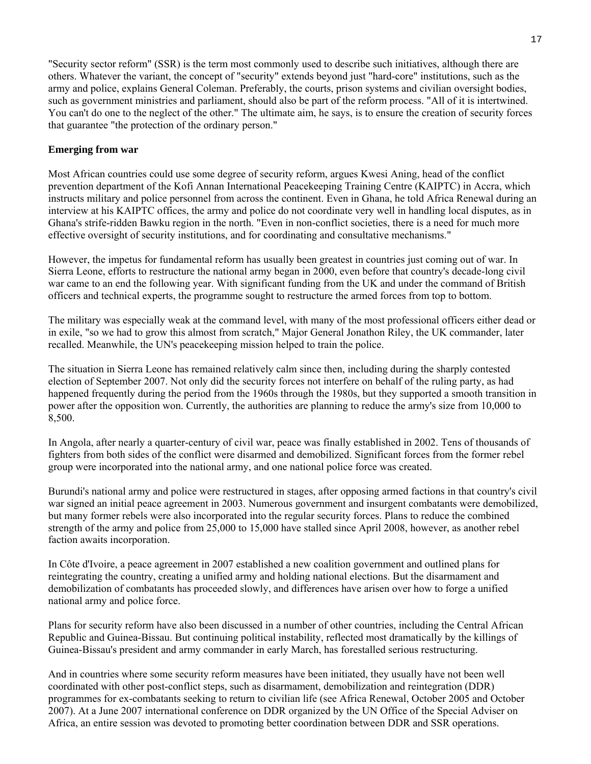"Security sector reform" (SSR) is the term most commonly used to describe such initiatives, although there are others. Whatever the variant, the concept of "security" extends beyond just "hard-core" institutions, such as the army and police, explains General Coleman. Preferably, the courts, prison systems and civilian oversight bodies, such as government ministries and parliament, should also be part of the reform process. "All of it is intertwined. You can't do one to the neglect of the other." The ultimate aim, he says, is to ensure the creation of security forces that guarantee "the protection of the ordinary person."

**Emerging from war**

Most African countries could use some degree of security reform, argues Kwesi Aning, head of the conflict prevention department of the Kofi Annan International Peacekeeping Training Centre (KAIPTC) in Accra, which instructs military and police personnel from across the continent. Even in Ghana, he told Africa Renewal during an interview at his KAIPTC offices, the army and police do not coordinate very well in handling local disputes, as in Ghana's strife-ridden Bawku region in the north. "Even in non-conflict societies, there is a need for much more effective oversight of security institutions, and for coordinating and consultative mechanisms."

However, the impetus for fundamental reform has usually been greatest in countries just coming out of war. In Sierra Leone, efforts to restructure the national army began in 2000, even before that country's decade-long civil war came to an end the following year. With significant funding from the UK and under the command of British officers and technical experts, the programme sought to restructure the armed forces from top to bottom.

The military was especially weak at the command level, with many of the most professional officers either dead or in exile, "so we had to grow this almost from scratch," Major General Jonathon Riley, the UK commander, later recalled. Meanwhile, the UN's peacekeeping mission helped to train the police.

The situation in Sierra Leone has remained relatively calm since then, including during the sharply contested election of September 2007. Not only did the security forces not interfere on behalf of the ruling party, as had happened frequently during the period from the 1960s through the 1980s, but they supported a smooth transition in power after the opposition won. Currently, the authorities are planning to reduce the army's size from 10,000 to 8,500.

In Angola, after nearly a quarter-century of civil war, peace was finally established in 2002. Tens of thousands of fighters from both sides of the conflict were disarmed and demobilized. Significant forces from the former rebel group were incorporated into the national army, and one national police force was created.

Burundi's national army and police were restructured in stages, after opposing armed factions in that country's civil war signed an initial peace agreement in 2003. Numerous government and insurgent combatants were demobilized, but many former rebels were also incorporated into the regular security forces. Plans to reduce the combined strength of the army and police from 25,000 to 15,000 have stalled since April 2008, however, as another rebel faction awaits incorporation.

In Côte d'Ivoire, a peace agreement in 2007 established a new coalition government and outlined plans for reintegrating the country, creating a unified army and holding national elections. But the disarmament and demobilization of combatants has proceeded slowly, and differences have arisen over how to forge a unified national army and police force.

Plans for security reform have also been discussed in a number of other countries, including the Central African Republic and Guinea-Bissau. But continuing political instability, reflected most dramatically by the killings of Guinea-Bissau's president and army commander in early March, has forestalled serious restructuring.

And in countries where some security reform measures have been initiated, they usually have not been well coordinated with other post-conflict steps, such as disarmament, demobilization and reintegration (DDR) programmes for ex-combatants seeking to return to civilian life (see Africa Renewal, October 2005 and October 2007). At a June 2007 international conference on DDR organized by the UN Office of the Special Adviser on Africa, an entire session was devoted to promoting better coordination between DDR and SSR operations.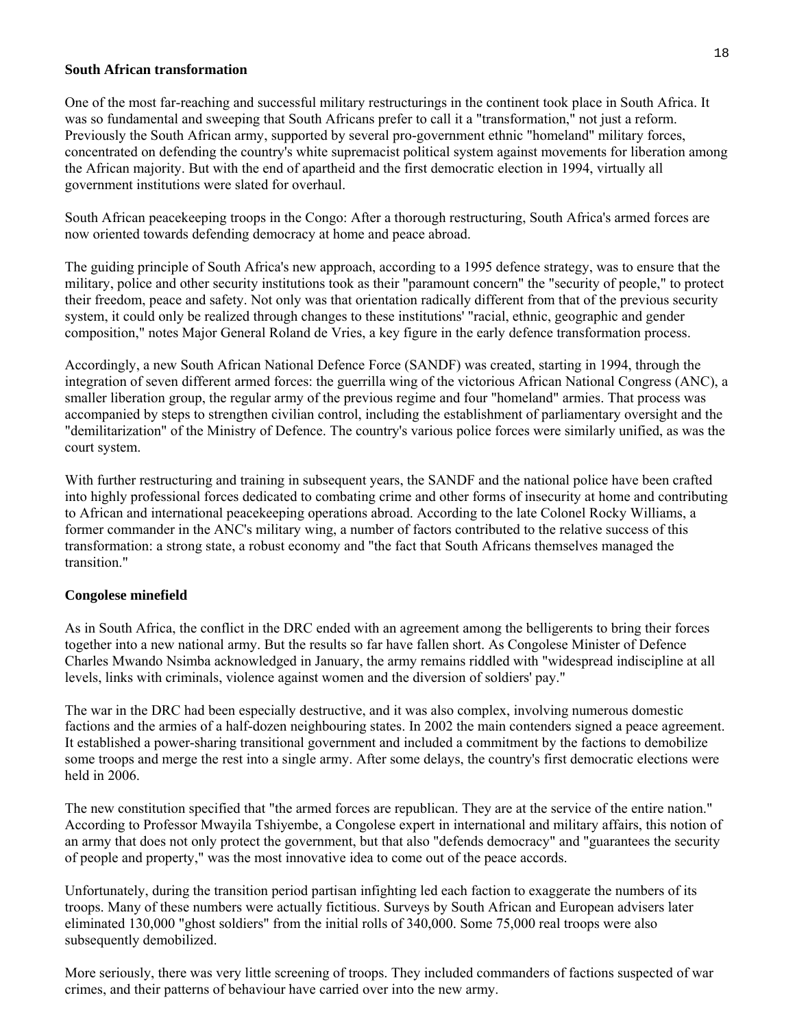### South African transformation

One of the most far-reaching and successful military restructurings in the continent took place in South Africa. It was so fundamental and sweeping that South Africans prefer to call it a "transformation," not just a reform. Previously the South African army, supported by several pro-government ethnic "homeland" military forces, concentrated on defending the country's white supremacist political system against movements for liberation among the African majority. But with the end of apartheid and the first democratic election in 1994, virtually all government institutions were slated for overhaul.

South African peacekeeping troops in the Congo: After a thorough restructuring, South Africa's armed forces are now oriented towards defending democracy at home and peace abroad.

The guiding principle of South Africa's new approach, according to a 1995 defence strategy, was to ensure that the military, police and other security institutions took as their "paramount concern" the "security of people," to protect their freedom, peace and safety. Not only was that orientation radically different from that of the previous security system, it could only be realized through changes to these institutions' "racial, ethnic, geographic and gender composition," notes Major General Roland de Vries, a key figure in the early defence transformation process.

Accordingly, a new South African National Defence Force (SANDF) was created, starting in 1994, through the integration of seven different armed forces: the guerrilla wing of the victorious African National Congress (ANC), a smaller liberation group, the regular army of the previous regime and four "homeland" armies. That process was accompanied by steps to strengthen civilian control, including the establishment of parliamentary oversight and the "demilitarization" of the Ministry of Defence. The country's various police forces were similarly unified, as was the court system.

With further restructuring and training in subsequent years, the SANDF and the national police have been crafted into highly professional forces dedicated to combating crime and other forms of insecurity at home and contributing to African and international peacekeeping operations abroad. According to the late Colonel Rocky Williams, a former commander in the ANC's military wing, a number of factors contributed to the relative success of this transformation: a strong state, a robust economy and "the fact that South Africans themselves managed the transition."

### Congolese minefield

As in South Africa, the conflict in the DRC ended with an agreement among the belligerents to bring their forces together into a new national army. But the results so far have fallen short. As Congolese Minister of Defence Charles Mwando Nsimba acknowledged in January, the army remains riddled with "widespread indiscipline at all levels, links with criminals, violence against women and the diversion of soldiers' pay."

The war in the DRC had been especially destructive, and it was also complex, involving numerous domestic factions and the armies of a half-dozen neighbouring states. In 2002 the main contenders signed a peace agreement. It established a power-sharing transitional government and included a commitment by the factions to demobilize some troops and merge the rest into a single army. After some delays, the country's first democratic elections were held in 2006.

The new constitution specified that "the armed forces are republican. They are at the service of the entire nation." According to Professor Mwayila Tshiyembe, a Congolese expert in international and military affairs, this notion of an army that does not only protect the government, but that also "defends democracy" and "guarantees the security of people and property," was the most innovative idea to come out of the peace accords.

Unfortunately, during the transition period partisan infighting led each faction to exaggerate the numbers of its troops. Many of these numbers were actually fictitious. Surveys by South African and European advisers later eliminated 130,000 "ghost soldiers" from the initial rolls of 340,000. Some 75,000 real troops were also subsequently demobilized.

More seriously, there was very little screening of troops. They included commanders of factions suspected of war crimes, and their patterns of behaviour have carried over into the new army.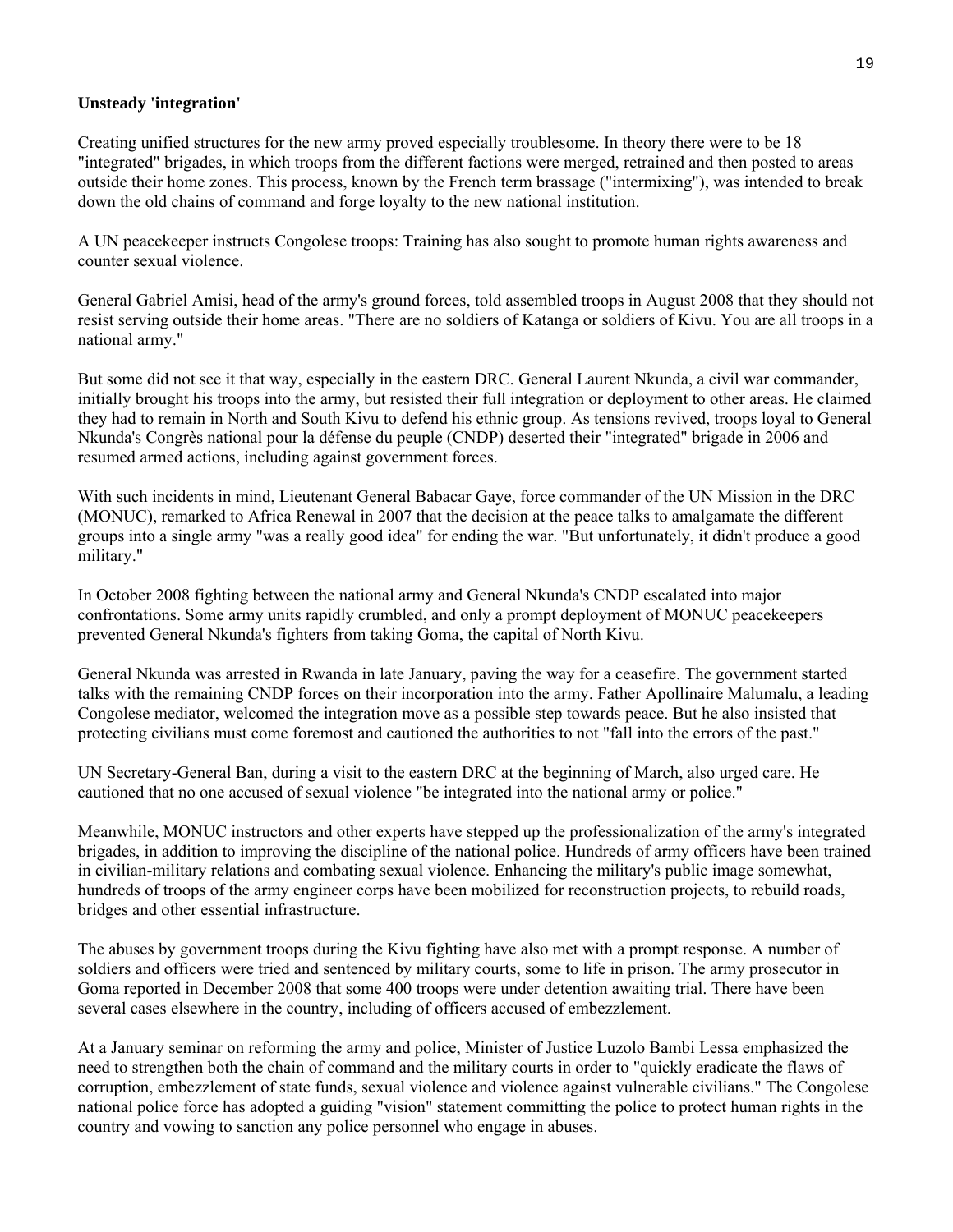**Unsteady 'integration'**

Creating unified structures for the new army proved especially troublesome. In theory there were to be 18 "integrated" brigades, in which troops from the different factions were merged, retrained and then posted to areas outside their home zones. This process, known by the French term brassage ("intermixing"), was intended to break down the old chains of command and forge loyalty to the new national institution.

A UN peacekeeper instructs Congolese troops: Training has also sought to promote human rights awareness and counter sexual violence.

General Gabriel Amisi, head of the army's ground forces, told assembled troops in August 2008 that they should not resist serving outside their home areas. "There are no soldiers of Katanga or soldiers of Kivu. You are all troops in a national army."

But some did not see it that way, especially in the eastern DRC. General Laurent Nkunda, a civil war commander, initially brought his troops into the army, but resisted their full integration or deployment to other areas. He claimed they had to remain in North and South Kivu to defend his ethnic group. As tensions revived, troops loyal to General Nkunda's Congrès national pour la défense du peuple (CNDP) deserted their "integrated" brigade in 2006 and resumed armed actions, including against government forces.

With such incidents in mind, Lieutenant General Babacar Gaye, force commander of the UN Mission in the DRC (MONUC), remarked to Africa Renewal in 2007 that the decision at the peace talks to amalgamate the different groups into a single army "was a really good idea" for ending the war. "But unfortunately, it didn't produce a good military."

In October 2008 fighting between the national army and General Nkunda's CNDP escalated into major confrontations. Some army units rapidly crumbled, and only a prompt deployment of MONUC peacekeepers prevented General Nkunda's fighters from taking Goma, the capital of North Kivu.

General Nkunda was arrested in Rwanda in late January, paving the way for a ceasefire. The government started talks with the remaining CNDP forces on their incorporation into the army. Father Apollinaire Malumalu, a leading Congolese mediator, welcomed the integration move as a possible step towards peace. But he also insisted that protecting civilians must come foremost and cautioned the authorities to not "fall into the errors of the past."

UN Secretary-General Ban, during a visit to the eastern DRC at the beginning of March, also urged care. He cautioned that no one accused of sexual violence "be integrated into the national army or police."

Meanwhile, MONUC instructors and other experts have stepped up the professionalization of the army's integrated brigades, in addition to improving the discipline of the national police. Hundreds of army officers have been trained in civilian-military relations and combating sexual violence. Enhancing the military's public image somewhat, hundreds of troops of the army engineer corps have been mobilized for reconstruction projects, to rebuild roads, bridges and other essential infrastructure.

The abuses by government troops during the Kivu fighting have also met with a prompt response. A number of soldiers and officers were tried and sentenced by military courts, some to life in prison. The army prosecutor in Goma reported in December 2008 that some 400 troops were under detention awaiting trial. There have been several cases elsewhere in the country, including of officers accused of embezzlement.

At a January seminar on reforming the army and police, Minister of Justice Luzolo Bambi Lessa emphasized the need to strengthen both the chain of command and the military courts in order to "quickly eradicate the flaws of corruption, embezzlement of state funds, sexual violence and violence against vulnerable civilians." The Congolese national police force has adopted a guiding "vision" statement committing the police to protect human rights in the country and vowing to sanction any police personnel who engage in abuses.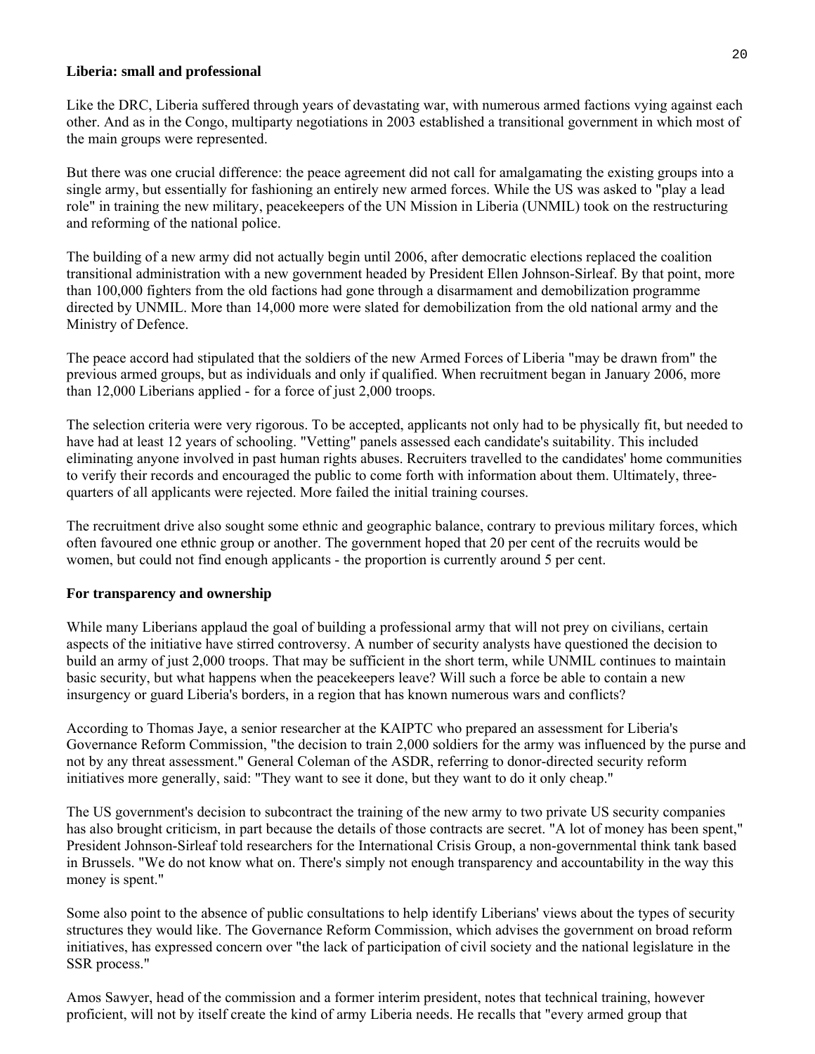## Liberia: small and professional

Like the DRC, Liberia suffered through years of devastating war, with numerous armed factions vying against each other. And as in the Congo, multiparty negotiations in 2003 established a transitional government in which most of the main groups were represented.

But there was one crucial difference: the peace agreement did not call for amalgamating the existing groups into a single army, but essentially for fashioning an entirely new armed forces. While the US was asked to "play a lead role" in training the new military, peacekeepers of the UN Mission in Liberia (UNMIL) took on the restructuring and reforming of the national police.

The building of a new army did not actually begin until 2006, after democratic elections replaced the coalition transitional administration with a new government headed by President Ellen Johnson-Sirleaf. By that point, more than 100,000 fighters from the old factions had gone through a disarmament and demobilization programme directed by UNMIL. More than 14,000 more were slated for demobilization from the old national army and the Ministry of Defence.

The peace accord had stipulated that the soldiers of the new Armed Forces of Liberia "may be drawn from" the previous armed groups, but as individuals and only if qualified. When recruitment began in January 2006, more than 12,000 Liberians applied - for a force of just 2,000 troops.

The selection criteria were very rigorous. To be accepted, applicants not only had to be physically fit, but needed to have had at least 12 years of schooling. "Vetting" panels assessed each candidate's suitability. This included eliminating anyone involved in past human rights abuses. Recruiters travelled to the candidates' home communities to verify their records and encouraged the public to come forth with information about them. Ultimately, three-quarters of all applicants were rejected. More failed the initial training courses.

The recruitment drive also sought some ethnic and geographic balance, contrary to previous military forces, which often favoured one ethnic group or another. The government hoped that 20 per cent of the recruits would be women, but could not find enough applicants - the proportion is currently around 5 per cent.

## For transparency and ownership

While many Liberians applaud the goal of building a professional army that will not prey on civilians, certain aspects of the initiative have stirred controversy. A number of security analysts have questioned the decision to build an army of just 2,000 troops. That may be sufficient in the short term, while UNMIL continues to maintain basic security, but what happens when the peacekeepers leave? Will such a force be able to contain a new insurgency or guard Liberia's borders, in a region that has known numerous wars and conflicts?

According to Thomas Jaye, a senior researcher at the KAIPTC who prepared an assessment for Liberia's Governance Reform Commission, "the decision to train 2,000 soldiers for the army was influenced by the purse and not by any threat assessment." General Coleman of the ASDR, referring to donor-directed security reform initiatives more generally, said: "They want to see it done, but they want to do it only cheap."

The US government's decision to subcontract the training of the new army to two private US security companies has also brought criticism, in part because the details of those contracts are secret. "A lot of money has been spent," President Johnson-Sirleaf told researchers for the International Crisis Group, a non-governmental think tank based in Brussels. "We do not know what on. There's simply not enough transparency and accountability in the way this money is spent."

Some also point to the absence of public consultations to help identify Liberians' views about the types of security structures they would like. The Governance Reform Commission, which advises the government on broad reform initiatives, has expressed concern over "the lack of participation of civil society and the national legislature in the SSR process."

Amos Sawyer, head of the commission and a former interim president, notes that technical training, however proficient, will not by itself create the kind of army Liberia needs. He recalls that "every armed group that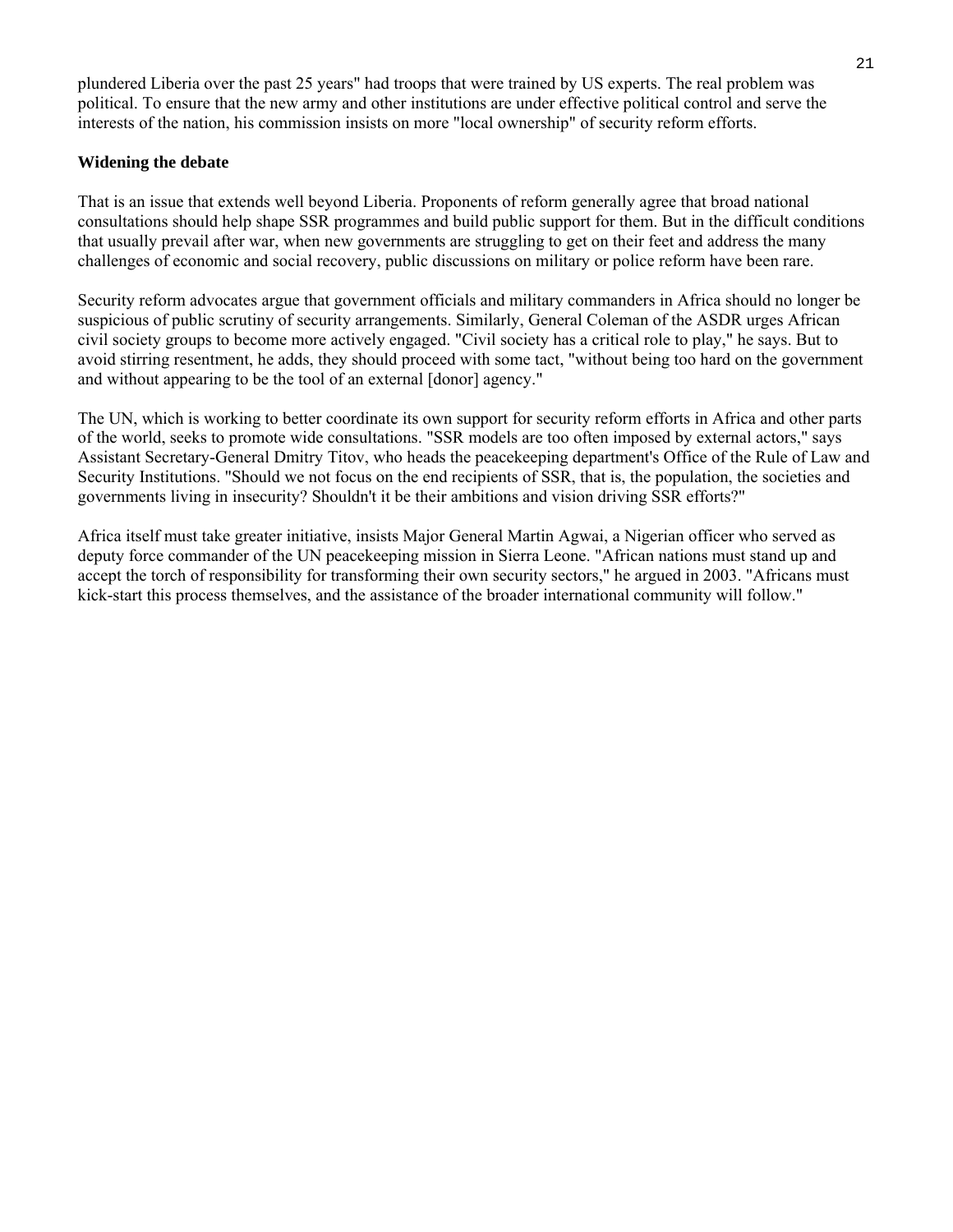plundered Liberia over the past 25 years" had troops that were trained by US experts. The real problem was political. To ensure that the new army and other institutions are under effective political control and serve the interests of the nation, his commission insists on more "local ownership" of security reform efforts.

**Widening the debate**

That is an issue that extends well beyond Liberia. Proponents of reform generally agree that broad national consultations should help shape SSR programmes and build public support for them. But in the difficult conditions that usually prevail after war, when new governments are struggling to get on their feet and address the many challenges of economic and social recovery, public discussions on military or police reform have been rare.

Security reform advocates argue that government officials and military commanders in Africa should no longer be suspicious of public scrutiny of security arrangements. Similarly, General Coleman of the ASDR urges African civil society groups to become more actively engaged. "Civil society has a critical role to play," he says. But to avoid stirring resentment, he adds, they should proceed with some tact, "without being too hard on the government and without appearing to be the tool of an external [donor] agency."

The UN, which is working to better coordinate its own support for security reform efforts in Africa and other parts of the world, seeks to promote wide consultations. "SSR models are too often imposed by external actors," says Assistant Secretary-General Dmitry Titov, who heads the peacekeeping department's Office of the Rule of Law and Security Institutions. "Should we not focus on the end recipients of SSR, that is, the population, the societies and governments living in insecurity? Shouldn't it be their ambitions and vision driving SSR efforts?"

Africa itself must take greater initiative, insists Major General Martin Agwai, a Nigerian officer who served as deputy force commander of the UN peacekeeping mission in Sierra Leone. "African nations must stand up and accept the torch of responsibility for transforming their own security sectors," he argued in 2003. "Africans must kick-start this process themselves, and the assistance of the broader international community will follow."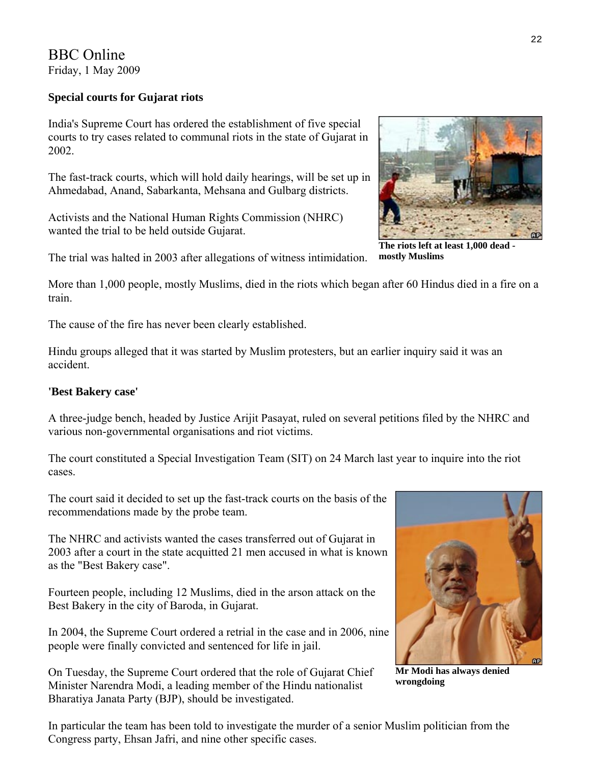BBC Online
Friday, 1 May 2009

**Special courts for Gujarat riots**

India's Supreme Court has ordered the establishment of five special courts to try cases related to communal riots in the state of Gujarat in 2002.

The fast-track courts, which will hold daily hearings, will be set up in Ahmedabad, Anand, Sabarkanta, Mehsana and Gulbarg districts.

Activists and the National Human Rights Commission (NHRC) wanted the trial to be held outside Gujarat.

The trial was halted in 2003 after allegations of witness intimidation.

**The riots left at least 1,000 dead - mostly Muslims**

More than 1,000 people, mostly Muslims, died in the riots which began after 60 Hindus died in a fire on a train.

The cause of the fire has never been clearly established.

Hindu groups alleged that it was started by Muslim protesters, but an earlier inquiry said it was an accident.

**'Best Bakery case'**

A three-judge bench, headed by Justice Arijit Pasayat, ruled on several petitions filed by the NHRC and various non-governmental organisations and riot victims.

The court constituted a Special Investigation Team (SIT) on 24 March last year to inquire into the riot cases.

The court said it decided to set up the fast-track courts on the basis of the recommendations made by the probe team.

The NHRC and activists wanted the cases transferred out of Gujarat in 2003 after a court in the state acquitted 21 men accused in what is known as the "Best Bakery case".

Fourteen people, including 12 Muslims, died in the arson attack on the Best Bakery in the city of Baroda, in Gujarat.

In 2004, the Supreme Court ordered a retrial in the case and in 2006, nine people were finally convicted and sentenced for life in jail.

On Tuesday, the Supreme Court ordered that the role of Gujarat Chief Minister Narendra Modi, a leading member of the Hindu nationalist Bharatiya Janata Party (BJP), should be investigated.

**Mr Modi has always denied wrongdoing**

In particular the team has been told to investigate the murder of a senior Muslim politician from the Congress party, Ehsan Jafri, and nine other specific cases.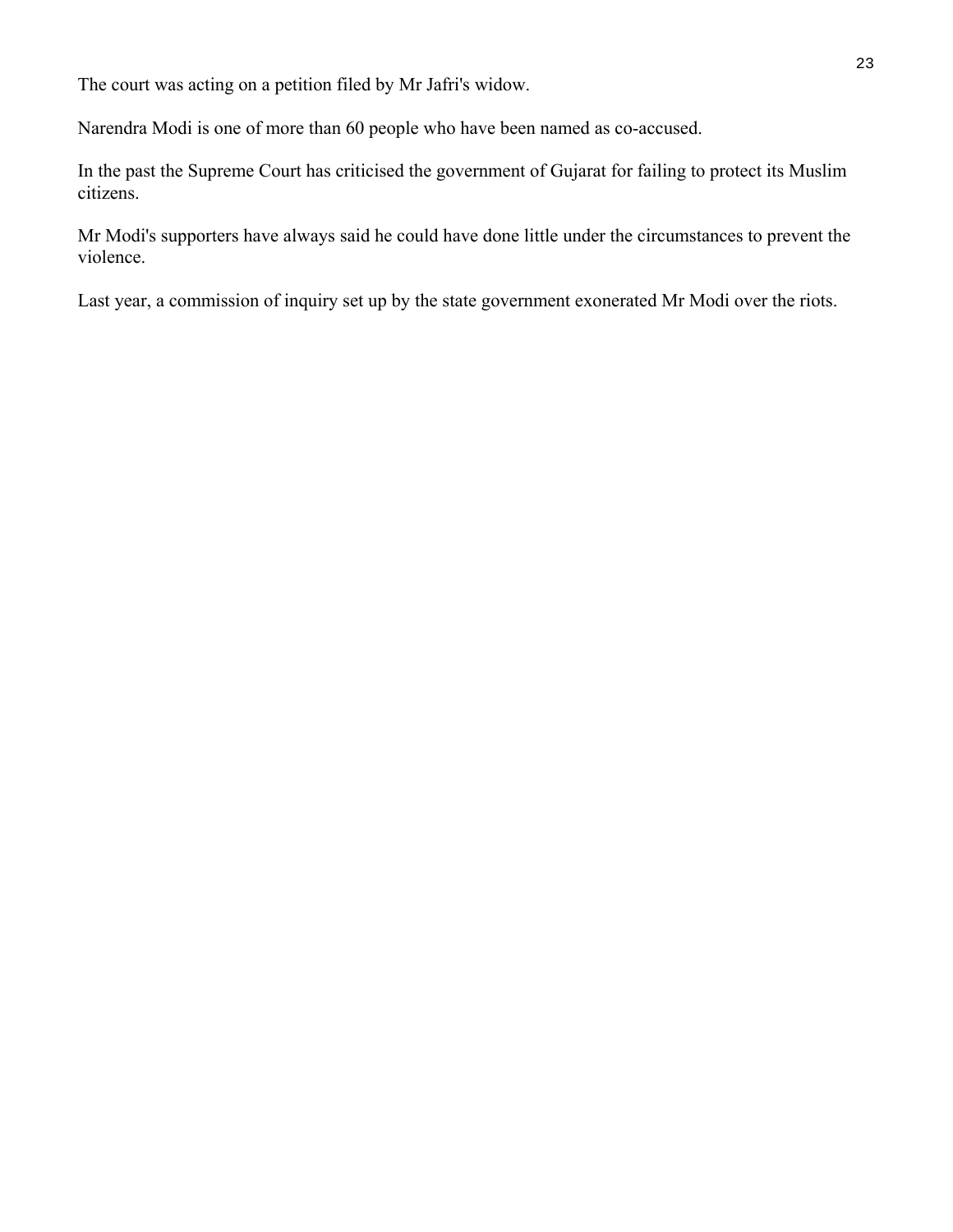The court was acting on a petition filed by Mr Jafri's widow.

Narendra Modi is one of more than 60 people who have been named as co-accused.

In the past the Supreme Court has criticised the government of Gujarat for failing to protect its Muslim citizens.

Mr Modi's supporters have always said he could have done little under the circumstances to prevent the violence.

Last year, a commission of inquiry set up by the state government exonerated Mr Modi over the riots.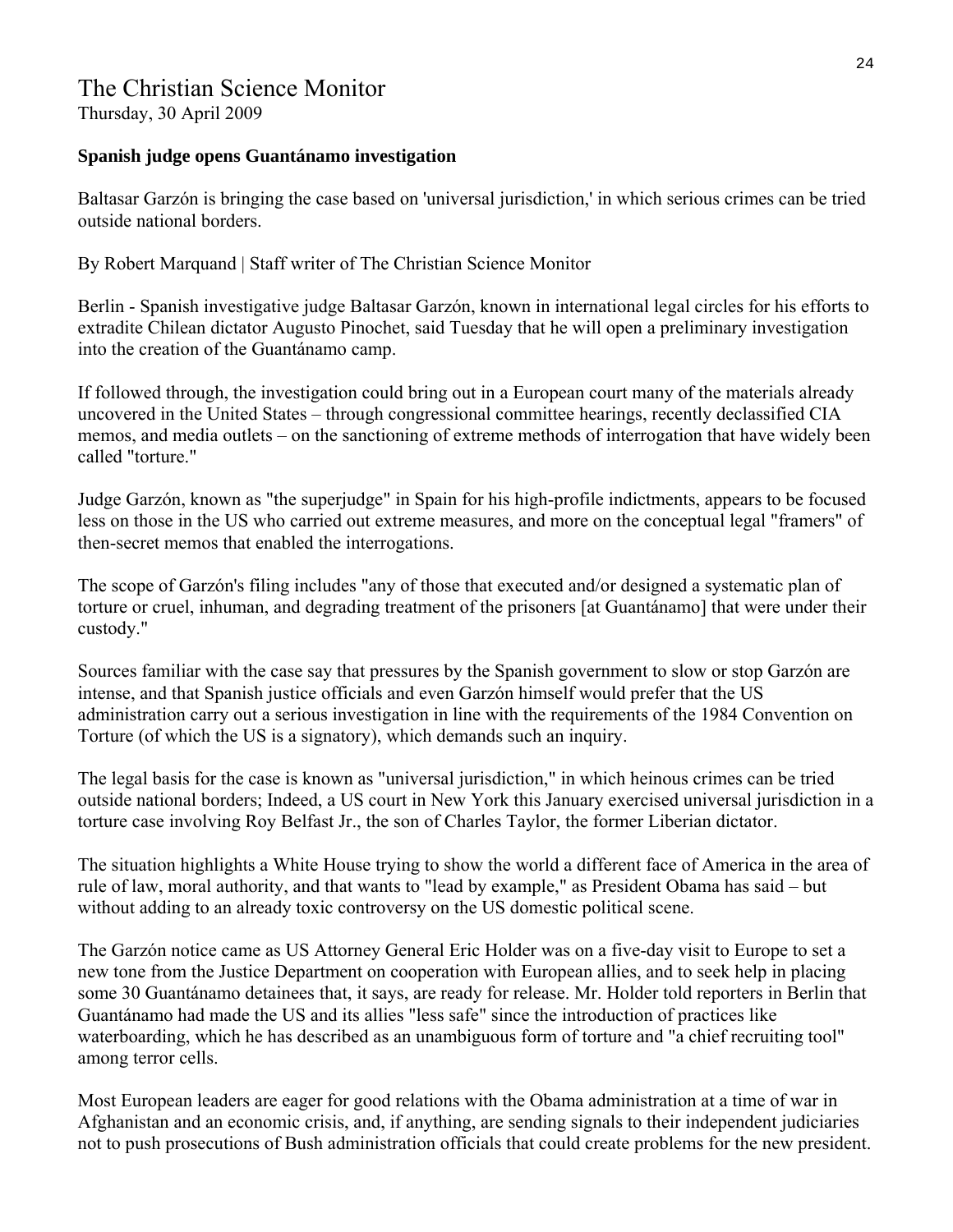# The Christian Science Monitor

Thursday, 30 April 2009

**Spanish judge opens Guantánamo investigation**

Baltasar Garzón is bringing the case based on 'universal jurisdiction,' in which serious crimes can be tried outside national borders.

By Robert Marquand | Staff writer of The Christian Science Monitor

Berlin - Spanish investigative judge Baltasar Garzón, known in international legal circles for his efforts to extradite Chilean dictator Augusto Pinochet, said Tuesday that he will open a preliminary investigation into the creation of the Guantánamo camp.

If followed through, the investigation could bring out in a European court many of the materials already uncovered in the United States – through congressional committee hearings, recently declassified CIA memos, and media outlets – on the sanctioning of extreme methods of interrogation that have widely been called "torture."

Judge Garzón, known as "the superjudge" in Spain for his high-profile indictments, appears to be focused less on those in the US who carried out extreme measures, and more on the conceptual legal "framers" of then-secret memos that enabled the interrogations.

The scope of Garzón's filing includes "any of those that executed and/or designed a systematic plan of torture or cruel, inhuman, and degrading treatment of the prisoners [at Guantánamo] that were under their custody."

Sources familiar with the case say that pressures by the Spanish government to slow or stop Garzón are intense, and that Spanish justice officials and even Garzón himself would prefer that the US administration carry out a serious investigation in line with the requirements of the 1984 Convention on Torture (of which the US is a signatory), which demands such an inquiry.

The legal basis for the case is known as "universal jurisdiction," in which heinous crimes can be tried outside national borders; Indeed, a US court in New York this January exercised universal jurisdiction in a torture case involving Roy Belfast Jr., the son of Charles Taylor, the former Liberian dictator.

The situation highlights a White House trying to show the world a different face of America in the area of rule of law, moral authority, and that wants to "lead by example," as President Obama has said – but without adding to an already toxic controversy on the US domestic political scene.

The Garzón notice came as US Attorney General Eric Holder was on a five-day visit to Europe to set a new tone from the Justice Department on cooperation with European allies, and to seek help in placing some 30 Guantánamo detainees that, it says, are ready for release. Mr. Holder told reporters in Berlin that Guantánamo had made the US and its allies "less safe" since the introduction of practices like waterboarding, which he has described as an unambiguous form of torture and "a chief recruiting tool" among terror cells.

Most European leaders are eager for good relations with the Obama administration at a time of war in Afghanistan and an economic crisis, and, if anything, are sending signals to their independent judiciaries not to push prosecutions of Bush administration officials that could create problems for the new president.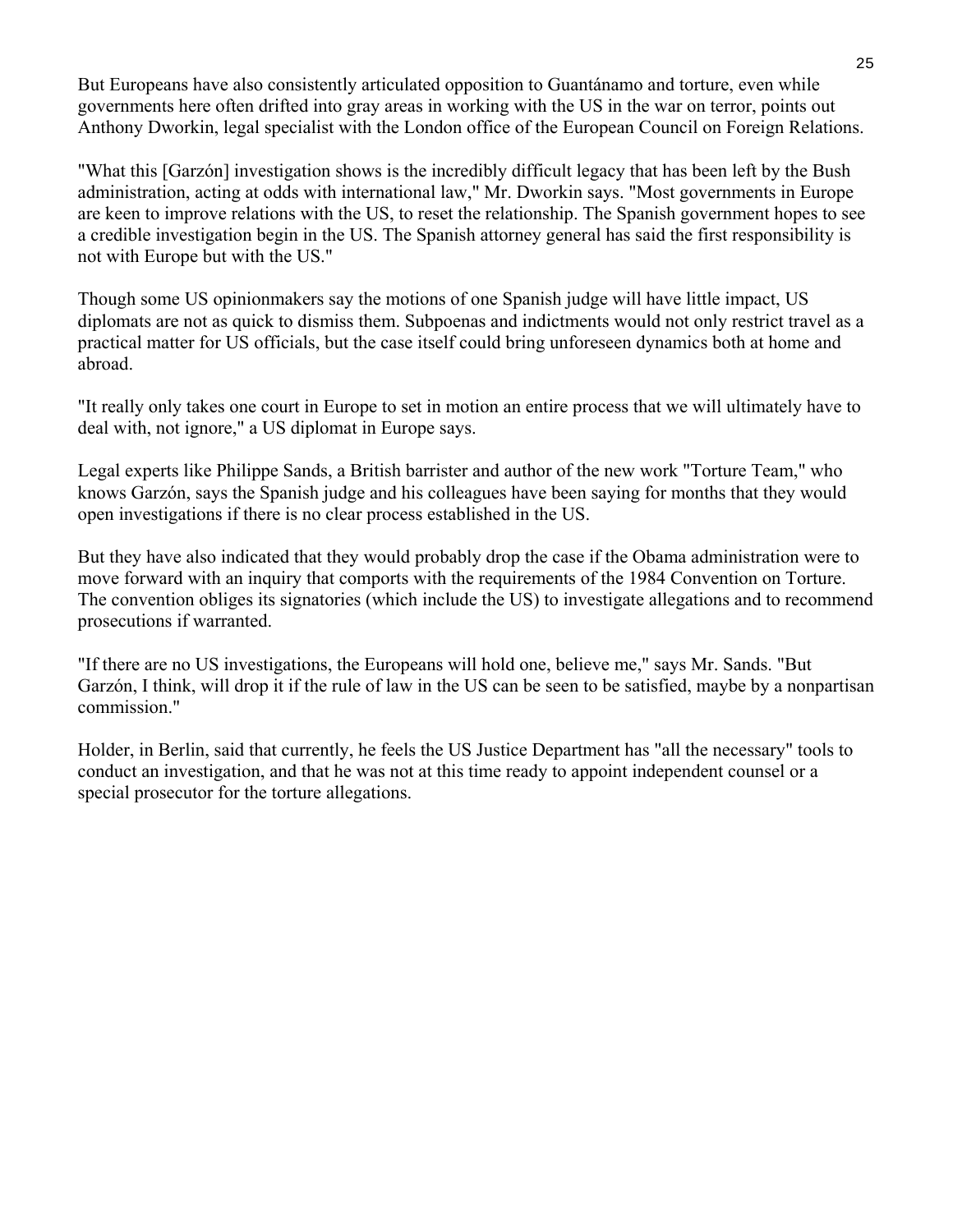But Europeans have also consistently articulated opposition to Guantánamo and torture, even while governments here often drifted into gray areas in working with the US in the war on terror, points out Anthony Dworkin, legal specialist with the London office of the European Council on Foreign Relations.

"What this [Garzón] investigation shows is the incredibly difficult legacy that has been left by the Bush administration, acting at odds with international law," Mr. Dworkin says. "Most governments in Europe are keen to improve relations with the US, to reset the relationship. The Spanish government hopes to see a credible investigation begin in the US. The Spanish attorney general has said the first responsibility is not with Europe but with the US."

Though some US opinionmakers say the motions of one Spanish judge will have little impact, US diplomats are not as quick to dismiss them. Subpoenas and indictments would not only restrict travel as a practical matter for US officials, but the case itself could bring unforeseen dynamics both at home and abroad.

"It really only takes one court in Europe to set in motion an entire process that we will ultimately have to deal with, not ignore," a US diplomat in Europe says.

Legal experts like Philippe Sands, a British barrister and author of the new work "Torture Team," who knows Garzón, says the Spanish judge and his colleagues have been saying for months that they would open investigations if there is no clear process established in the US.

But they have also indicated that they would probably drop the case if the Obama administration were to move forward with an inquiry that comports with the requirements of the 1984 Convention on Torture. The convention obliges its signatories (which include the US) to investigate allegations and to recommend prosecutions if warranted.

"If there are no US investigations, the Europeans will hold one, believe me," says Mr. Sands. "But Garzón, I think, will drop it if the rule of law in the US can be seen to be satisfied, maybe by a nonpartisan commission."

Holder, in Berlin, said that currently, he feels the US Justice Department has "all the necessary" tools to conduct an investigation, and that he was not at this time ready to appoint independent counsel or a special prosecutor for the torture allegations.